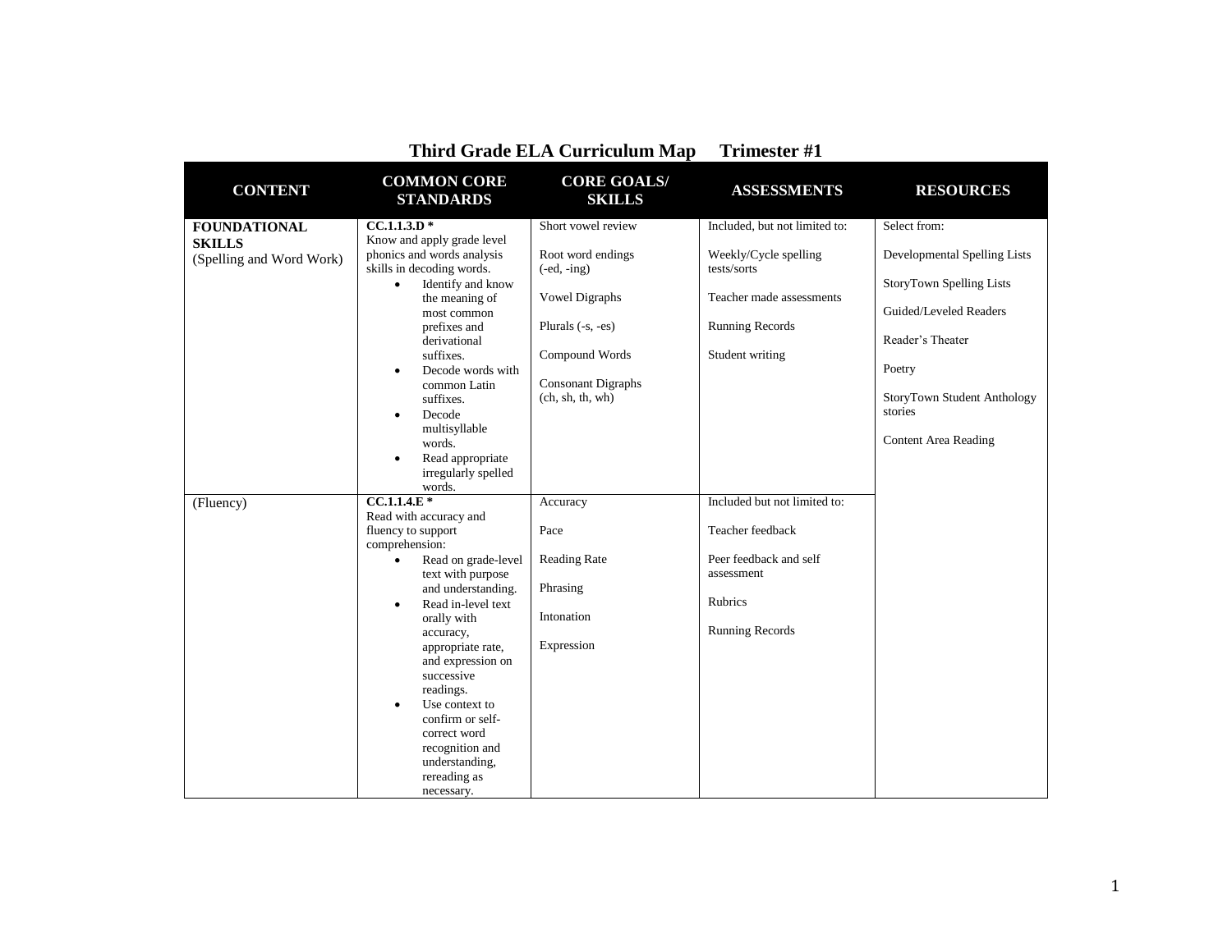# Third Grade ELA Curriculum Map     Trimester #1

| CONTENT | COMMON CORE STANDARDS | CORE GOALS/ SKILLS | ASSESSMENTS | RESOURCES |
|---|---|---|---|---|
| **FOUNDATIONAL SKILLS** (Spelling and Word Work) | **CC.1.1.3.D \*** Know and apply grade level phonics and words analysis skills in decoding words.<br>• Identify and know the meaning of most common prefixes and derivational suffixes.<br>• Decode words with common Latin suffixes.<br>• Decode multisyllable words.<br>• Read appropriate irregularly spelled words. | Short vowel review<br><br>Root word endings (-ed, -ing)<br><br>Vowel Digraphs<br><br>Plurals (-s, -es)<br><br>Compound Words<br><br>Consonant Digraphs (ch, sh, th, wh) | Included, but not limited to:<br><br>Weekly/Cycle spelling tests/sorts<br><br>Teacher made assessments<br><br>Running Records<br><br>Student writing | Select from:<br><br>Developmental Spelling Lists<br><br>StoryTown Spelling Lists<br><br>Guided/Leveled Readers<br><br>Reader's Theater<br><br>Poetry<br><br>StoryTown Student Anthology stories<br><br>Content Area Reading |
| (Fluency) | **CC.1.1.4.E \*** Read with accuracy and fluency to support comprehension:<br>• Read on grade-level text with purpose and understanding.<br>• Read in-level text orally with accuracy, appropriate rate, and expression on successive readings.<br>• Use context to confirm or self-correct word recognition and understanding, rereading as necessary. | Accuracy<br><br>Pace<br><br>Reading Rate<br><br>Phrasing<br><br>Intonation<br><br>Expression | Included but not limited to:<br><br>Teacher feedback<br><br>Peer feedback and self assessment<br><br>Rubrics<br><br>Running Records | |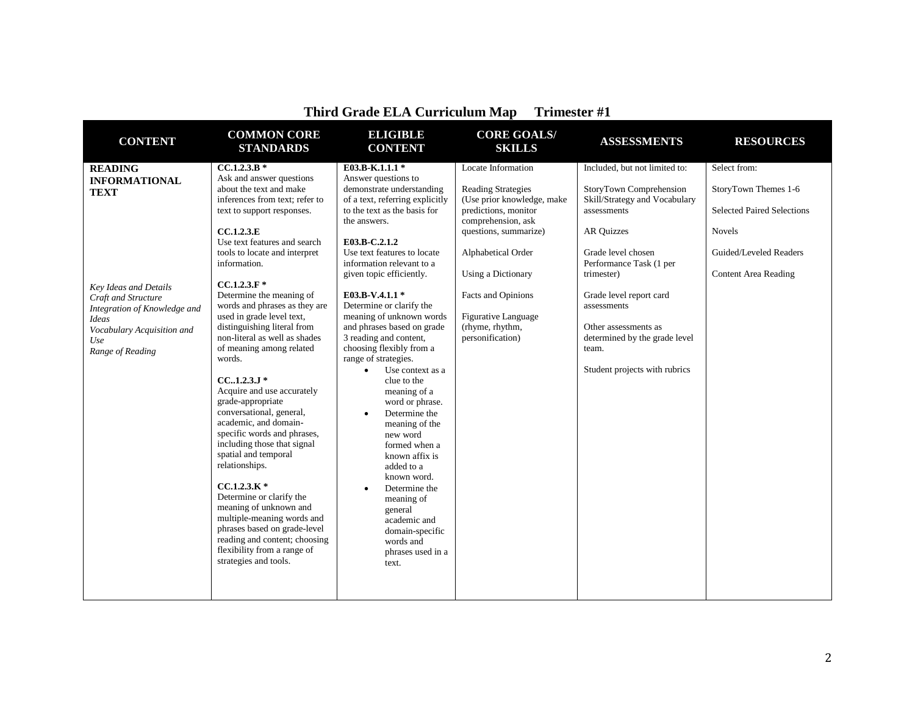# Third Grade ELA Curriculum Map Trimester #1

| CONTENT | COMMON CORE STANDARDS | ELIGIBLE CONTENT | CORE GOALS/ SKILLS | ASSESSMENTS | RESOURCES |
|---|---|---|---|---|---|
| **READING INFORMATIONAL TEXT**<br><br>*Key Ideas and Details*<br>*Craft and Structure*<br>*Integration of Knowledge and Ideas*<br>*Vocabulary Acquisition and Use*<br>*Range of Reading* | **CC.1.2.3.B ***<br>Ask and answer questions about the text and make inferences from text; refer to text to support responses.<br><br>**CC.1.2.3.E**<br>Use text features and search tools to locate and interpret information.<br><br>**CC.1.2.3.F ***<br>Determine the meaning of words and phrases as they are used in grade level text, distinguishing literal from non-literal as well as shades of meaning among related words.<br><br>**CC..1.2.3.J ***<br>Acquire and use accurately grade-appropriate conversational, general, academic, and domain-specific words and phrases, including those that signal spatial and temporal relationships.<br><br>**CC.1.2.3.K ***<br>Determine or clarify the meaning of unknown and multiple-meaning words and phrases based on grade-level reading and content; choosing flexibility from a range of strategies and tools. | **E03.B-K.1.1 ***<br>Answer questions to demonstrate understanding of a text, referring explicitly to the text as the basis for the answers.<br><br>**E03.B-C.2.1.2**<br>Use text features to locate information relevant to a given topic efficiently.<br><br>**E03.B-V.4.1.1 ***<br>Determine or clarify the meaning of unknown words and phrases based on grade 3 reading and content, choosing flexibly from a range of strategies.<br>• Use context as a clue to the meaning of a word or phrase.<br>• Determine the meaning of the new word formed when a known affix is added to a known word.<br>• Determine the meaning of general academic and domain-specific words and phrases used in a text. | Locate Information<br><br>Reading Strategies (Use prior knowledge, make predictions, monitor comprehension, ask questions, summarize)<br><br>Alphabetical Order<br><br>Using a Dictionary<br><br>Facts and Opinions<br><br>Figurative Language (rhyme, rhythm, personification) | Included, but not limited to:<br><br>StoryTown Comprehension Skill/Strategy and Vocabulary assessments<br><br>AR Quizzes<br><br>Grade level chosen Performance Task (1 per trimester)<br><br>Grade level report card assessments<br><br>Other assessments as determined by the grade level team.<br><br>Student projects with rubrics | Select from:<br><br>StoryTown Themes 1-6<br><br>Selected Paired Selections<br><br>Novels<br><br>Guided/Leveled Readers<br><br>Content Area Reading |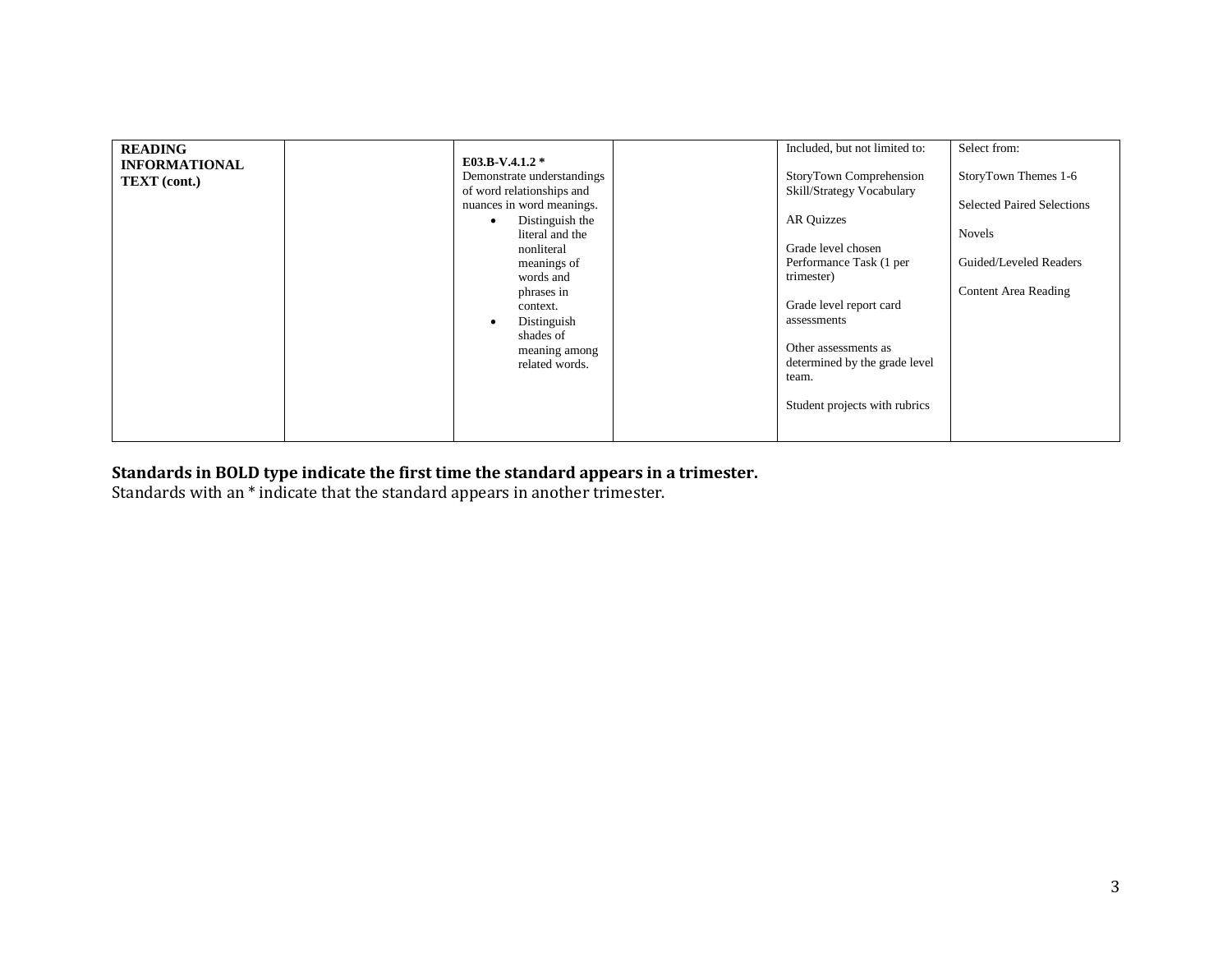| | | | | | |
|---|---|---|---|---|---|
| **READING INFORMATIONAL TEXT (cont.)** | | **E03.B-V.4.1.2 *** Demonstrate understandings of word relationships and nuances in word meanings.<br>• Distinguish the literal and the nonliteral meanings of words and phrases in context.<br>• Distinguish shades of meaning among related words. | | Included, but not limited to:<br><br>StoryTown Comprehension Skill/Strategy Vocabulary<br><br>AR Quizzes<br><br>Grade level chosen Performance Task (1 per trimester)<br><br>Grade level report card assessments<br><br>Other assessments as determined by the grade level team.<br><br>Student projects with rubrics | Select from:<br><br>StoryTown Themes 1-6<br><br>Selected Paired Selections<br><br>Novels<br><br>Guided/Leveled Readers<br><br>Content Area Reading |

**Standards in BOLD type indicate the first time the standard appears in a trimester.**
Standards with an * indicate that the standard appears in another trimester.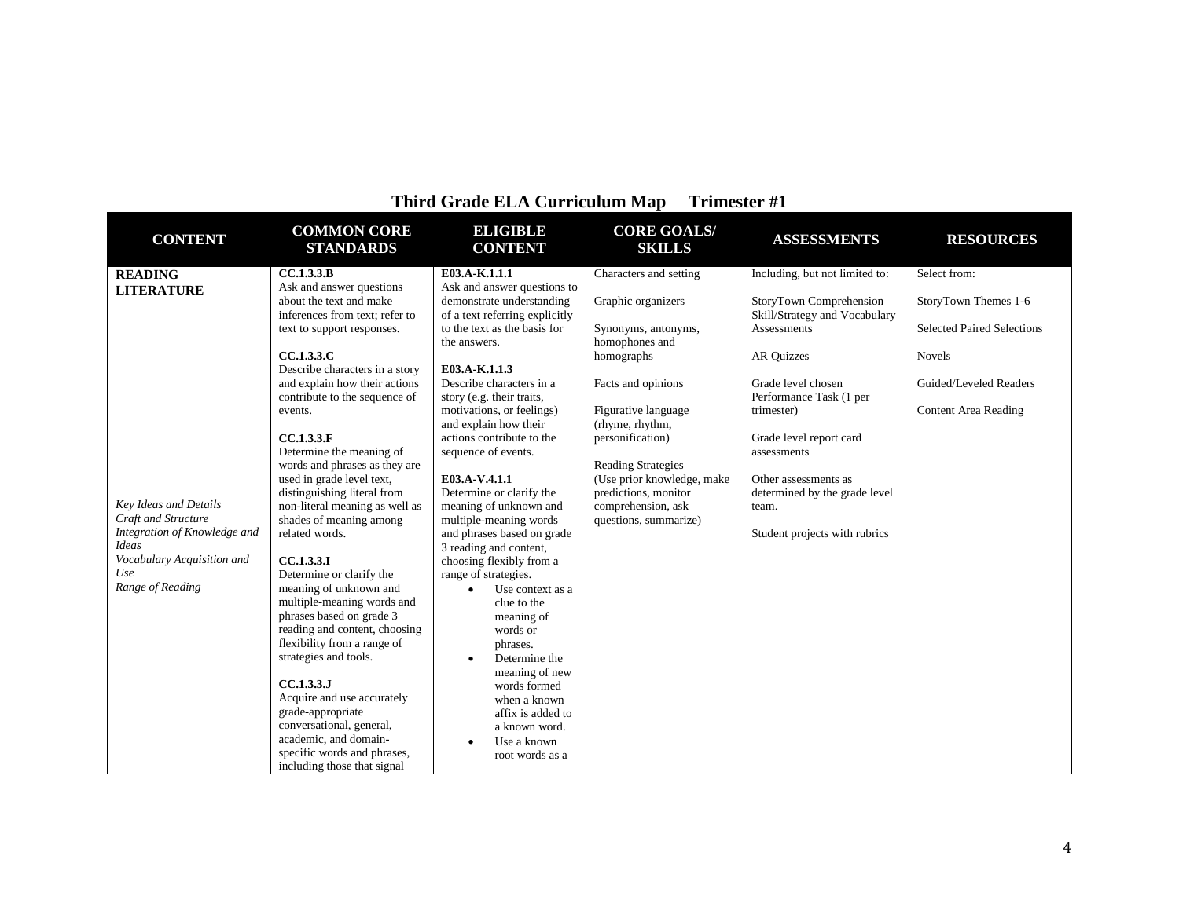# Third Grade ELA Curriculum Map Trimester #1

| CONTENT | COMMON CORE STANDARDS | ELIGIBLE CONTENT | CORE GOALS/ SKILLS | ASSESSMENTS | RESOURCES |
|---|---|---|---|---|---|
| **READING LITERATURE**<br><br>*Key Ideas and Details*<br>*Craft and Structure*<br>*Integration of Knowledge and Ideas*<br>*Vocabulary Acquisition and Use*<br>*Range of Reading* | **CC.1.3.3.B**<br>Ask and answer questions about the text and make inferences from text; refer to text to support responses.<br><br>**CC.1.3.3.C**<br>Describe characters in a story and explain how their actions contribute to the sequence of events.<br><br>**CC.1.3.3.F**<br>Determine the meaning of words and phrases as they are used in grade level text, distinguishing literal from non-literal meaning as well as shades of meaning among related words.<br><br>**CC.1.3.3.I**<br>Determine or clarify the meaning of unknown and multiple-meaning words and phrases based on grade 3 reading and content, choosing flexibility from a range of strategies and tools.<br><br>**CC.1.3.3.J**<br>Acquire and use accurately grade-appropriate conversational, general, academic, and domain-specific words and phrases, including those that signal | **E03.A-K.1.1.1**<br>Ask and answer questions to demonstrate understanding of a text referring explicitly to the text as the basis for the answers.<br><br>**E03.A-K.1.1.3**<br>Describe characters in a story (e.g. their traits, motivations, or feelings) and explain how their actions contribute to the sequence of events.<br><br>**E03.A-V.4.1.1**<br>Determine or clarify the meaning of unknown and multiple-meaning words and phrases based on grade 3 reading and content, choosing flexibly from a range of strategies.<br>• Use context as a clue to the meaning of words or phrases.<br>• Determine the meaning of new words formed when a known affix is added to a known word.<br>• Use a known root words as a | Characters and setting<br><br>Graphic organizers<br><br>Synonyms, antonyms, homophones and homographs<br><br>Facts and opinions<br><br>Figurative language (rhyme, rhythm, personification)<br><br>Reading Strategies (Use prior knowledge, make predictions, monitor comprehension, ask questions, summarize) | Including, but not limited to:<br><br>StoryTown Comprehension Skill/Strategy and Vocabulary Assessments<br><br>AR Quizzes<br><br>Grade level chosen Performance Task (1 per trimester)<br><br>Grade level report card assessments<br><br>Other assessments as determined by the grade level team.<br><br>Student projects with rubrics | Select from:<br><br>StoryTown Themes 1-6<br><br>Selected Paired Selections<br><br>Novels<br><br>Guided/Leveled Readers<br><br>Content Area Reading |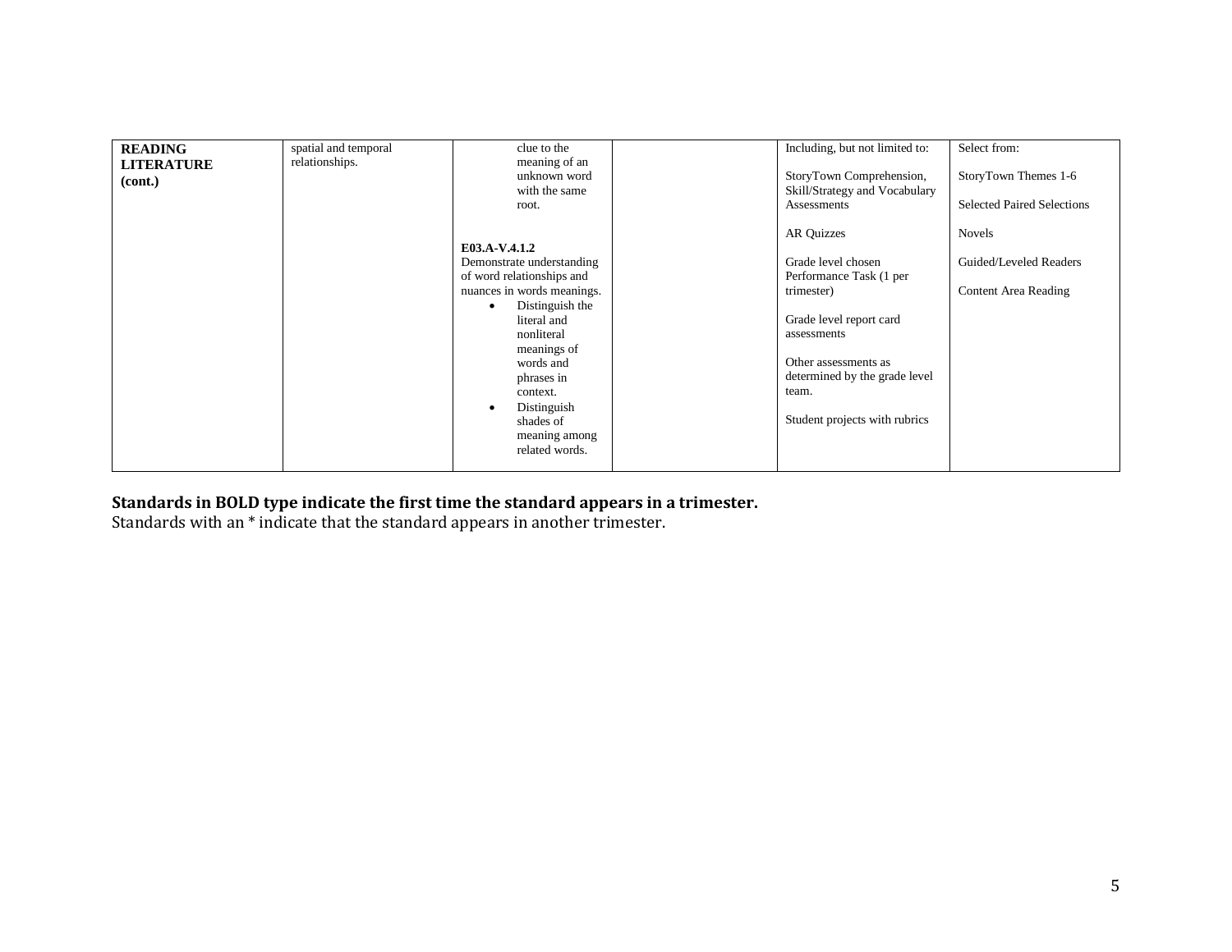| **READING LITERATURE (cont.)** | spatial and temporal relationships. | clue to the meaning of an unknown word with the same root.<br><br>**E03.A-V.4.1.2**<br>Demonstrate understanding of word relationships and nuances in words meanings.<br>• Distinguish the literal and nonliteral meanings of words and phrases in context.<br>• Distinguish shades of meaning among related words. | | Including, but not limited to:<br><br>StoryTown Comprehension, Skill/Strategy and Vocabulary Assessments<br><br>AR Quizzes<br><br>Grade level chosen Performance Task (1 per trimester)<br><br>Grade level report card assessments<br><br>Other assessments as determined by the grade level team.<br><br>Student projects with rubrics | Select from:<br><br>StoryTown Themes 1-6<br><br>Selected Paired Selections<br><br>Novels<br><br>Guided/Leveled Readers<br><br>Content Area Reading |
|---|---|---|---|---|---|

**Standards in BOLD type indicate the first time the standard appears in a trimester.**
Standards with an * indicate that the standard appears in another trimester.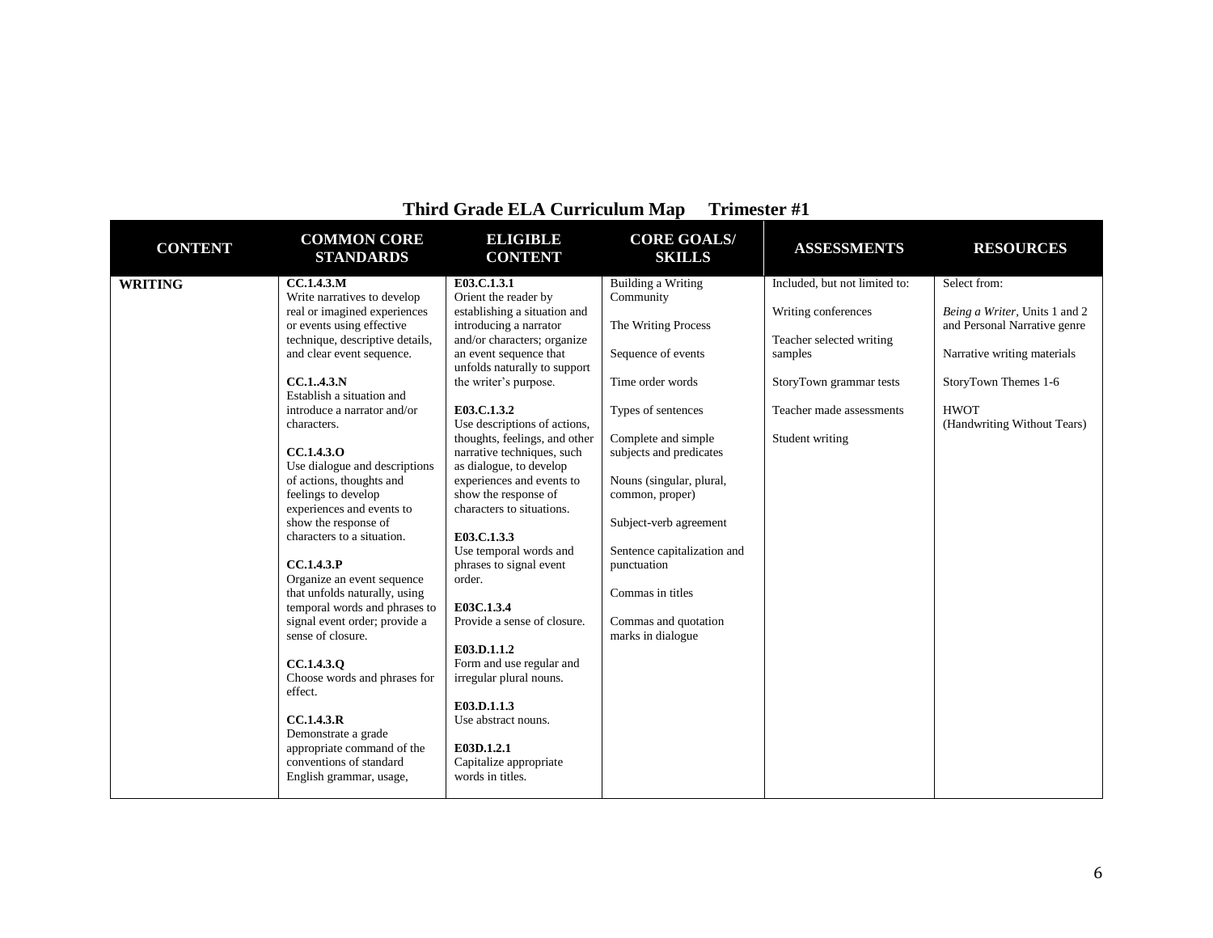# Third Grade ELA Curriculum Map     Trimester #1

| CONTENT | COMMON CORE STANDARDS | ELIGIBLE CONTENT | CORE GOALS/ SKILLS | ASSESSMENTS | RESOURCES |
|---|---|---|---|---|---|
| **WRITING** | **CC.1.4.3.M**<br>Write narratives to develop real or imagined experiences or events using effective technique, descriptive details, and clear event sequence.<br><br>**CC.1..4.3.N**<br>Establish a situation and introduce a narrator and/or characters.<br><br>**CC.1.4.3.O**<br>Use dialogue and descriptions of actions, thoughts and feelings to develop experiences and events to show the response of characters to a situation.<br><br>**CC.1.4.3.P**<br>Organize an event sequence that unfolds naturally, using temporal words and phrases to signal event order; provide a sense of closure.<br><br>**CC.1.4.3.Q**<br>Choose words and phrases for effect.<br><br>**CC.1.4.3.R**<br>Demonstrate a grade appropriate command of the conventions of standard English grammar, usage, | **E03.C.1.3.1**<br>Orient the reader by establishing a situation and introducing a narrator and/or characters; organize an event sequence that unfolds naturally to support the writer's purpose.<br><br>**E03.C.1.3.2**<br>Use descriptions of actions, thoughts, feelings, and other narrative techniques, such as dialogue, to develop experiences and events to show the response of characters to situations.<br><br>**E03.C.1.3.3**<br>Use temporal words and phrases to signal event order.<br><br>**E03C.1.3.4**<br>Provide a sense of closure.<br><br>**E03.D.1.1.2**<br>Form and use regular and irregular plural nouns.<br><br>**E03.D.1.1.3**<br>Use abstract nouns.<br><br>**E03D.1.2.1**<br>Capitalize appropriate words in titles. | Building a Writing Community<br><br>The Writing Process<br><br>Sequence of events<br><br>Time order words<br><br>Types of sentences<br><br>Complete and simple subjects and predicates<br><br>Nouns (singular, plural, common, proper)<br><br>Subject-verb agreement<br><br>Sentence capitalization and punctuation<br><br>Commas in titles<br><br>Commas and quotation marks in dialogue | Included, but not limited to:<br><br>Writing conferences<br><br>Teacher selected writing samples<br><br>StoryTown grammar tests<br><br>Teacher made assessments<br><br>Student writing | Select from:<br><br>*Being a Writer*, Units 1 and 2 and Personal Narrative genre<br><br>Narrative writing materials<br><br>StoryTown Themes 1-6<br><br>HWOT<br>(Handwriting Without Tears) |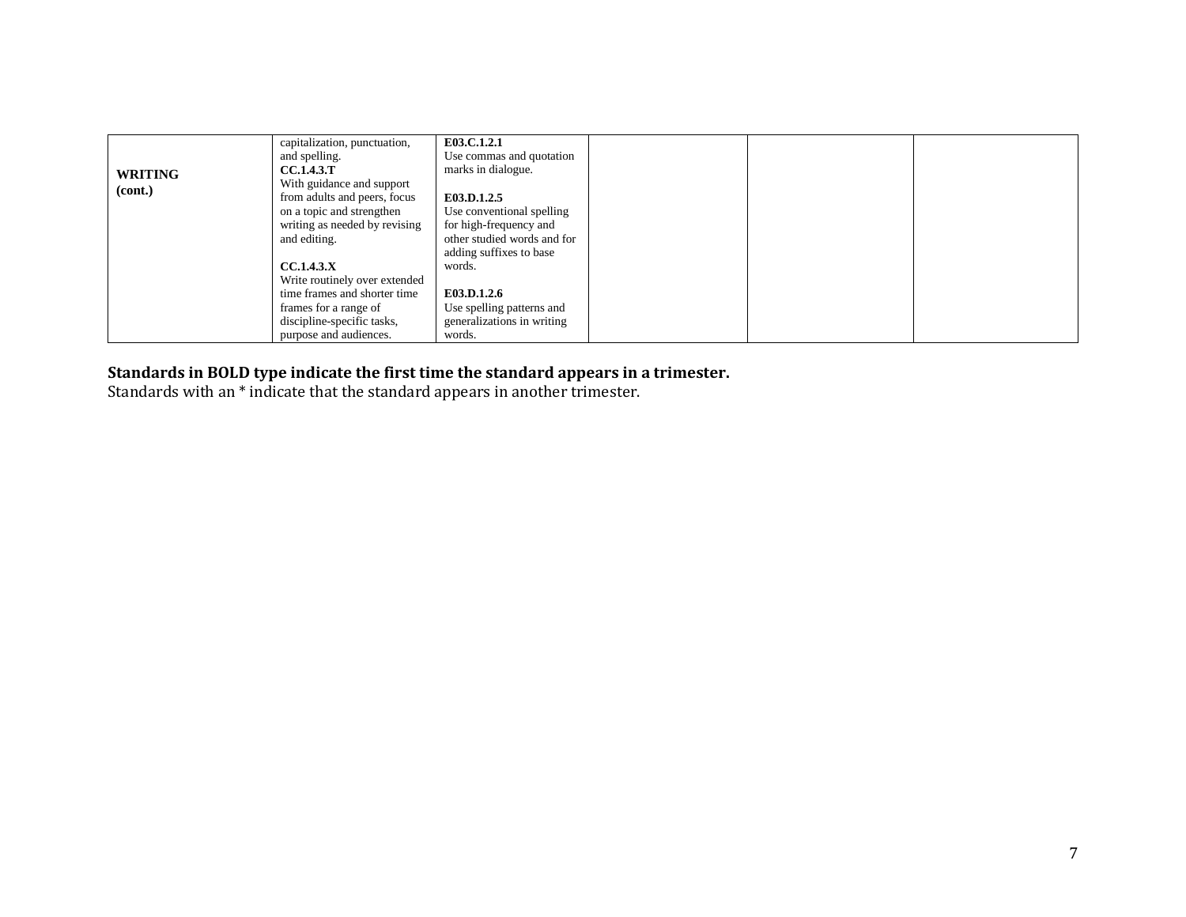| | | | | | |
|---|---|---|---|---|---|
| **WRITING (cont.)** | capitalization, punctuation, and spelling.<br>**CC.1.4.3.T**<br>With guidance and support from adults and peers, focus on a topic and strengthen writing as needed by revising and editing.<br><br>**CC.1.4.3.X**<br>Write routinely over extended time frames and shorter time frames for a range of discipline-specific tasks, purpose and audiences. | **E03.C.1.2.1**<br>Use commas and quotation marks in dialogue.<br><br>**E03.D.1.2.5**<br>Use conventional spelling for high-frequency and other studied words and for adding suffixes to base words.<br><br>**E03.D.1.2.6**<br>Use spelling patterns and generalizations in writing words. | | | |

**Standards in BOLD type indicate the first time the standard appears in a trimester.**
Standards with an * indicate that the standard appears in another trimester.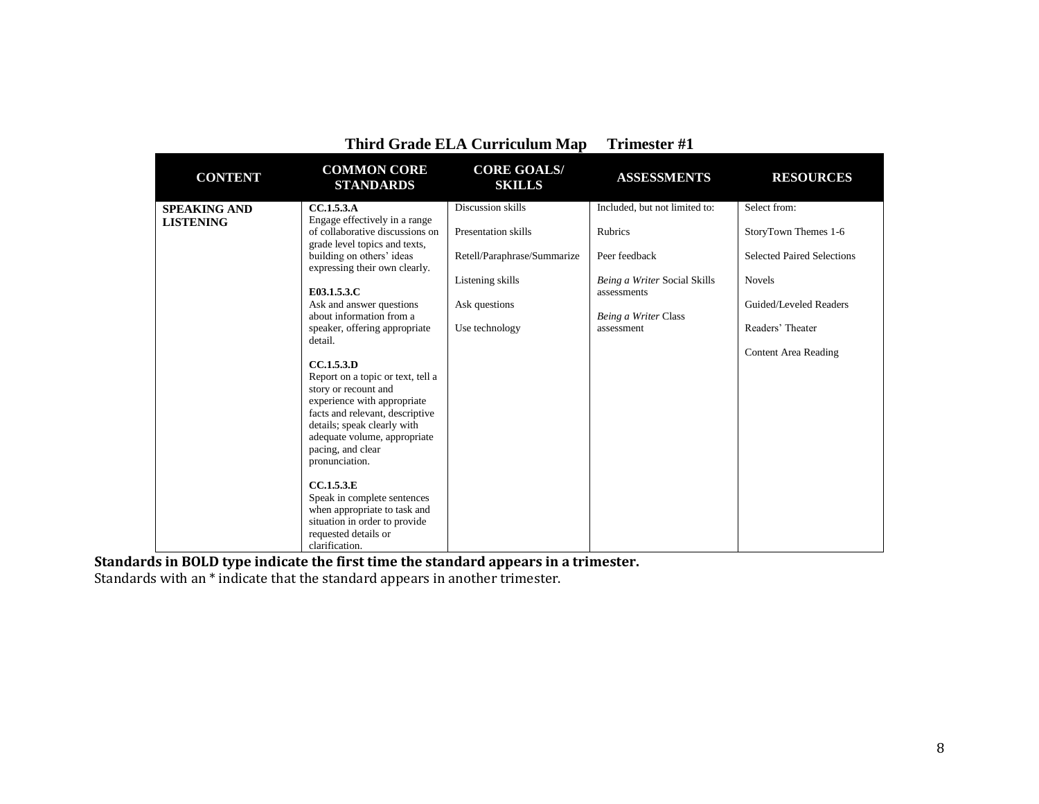# Third Grade ELA Curriculum Map Trimester #1

| CONTENT | COMMON CORE STANDARDS | CORE GOALS/ SKILLS | ASSESSMENTS | RESOURCES |
|---|---|---|---|---|
| **SPEAKING AND LISTENING** | **CC.1.5.3.A** Engage effectively in a range of collaborative discussions on grade level topics and texts, building on others' ideas expressing their own clearly.<br><br>**E03.1.5.3.C** Ask and answer questions about information from a speaker, offering appropriate detail.<br><br>**CC.1.5.3.D** Report on a topic or text, tell a story or recount and experience with appropriate facts and relevant, descriptive details; speak clearly with adequate volume, appropriate pacing, and clear pronunciation.<br><br>**CC.1.5.3.E** Speak in complete sentences when appropriate to task and situation in order to provide requested details or clarification. | Discussion skills<br><br>Presentation skills<br><br>Retell/Paraphrase/Summarize<br><br>Listening skills<br><br>Ask questions<br><br>Use technology | Included, but not limited to:<br><br>Rubrics<br><br>Peer feedback<br><br>*Being a Writer* Social Skills assessments<br><br>*Being a Writer* Class assessment | Select from:<br><br>StoryTown Themes 1-6<br><br>Selected Paired Selections<br><br>Novels<br><br>Guided/Leveled Readers<br><br>Readers' Theater<br><br>Content Area Reading |

**Standards in BOLD type indicate the first time the standard appears in a trimester.**

Standards with an * indicate that the standard appears in another trimester.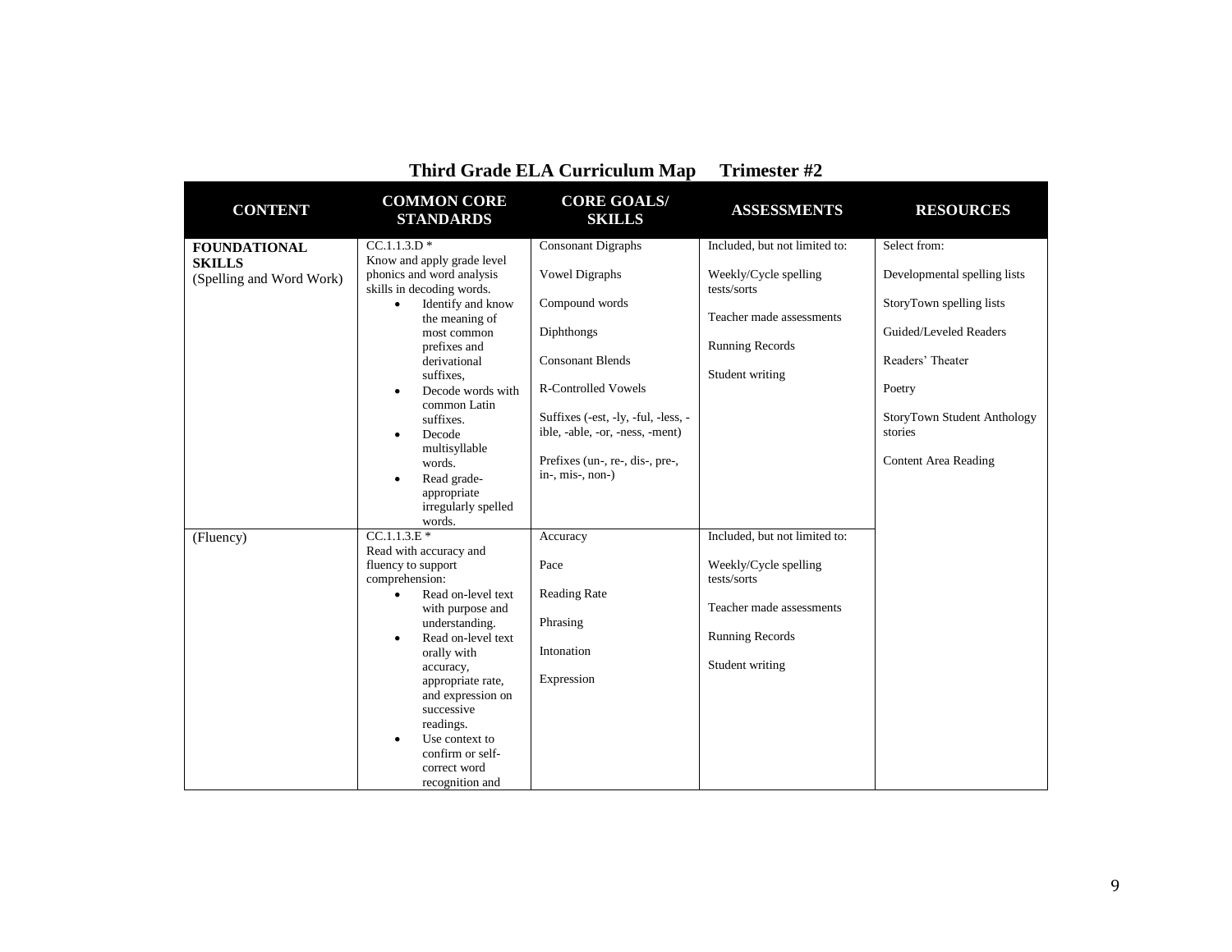# Third Grade ELA Curriculum Map Trimester #2

| CONTENT | COMMON CORE STANDARDS | CORE GOALS/ SKILLS | ASSESSMENTS | RESOURCES |
|---|---|---|---|---|
| **FOUNDATIONAL SKILLS** (Spelling and Word Work) | CC.1.1.3.D * Know and apply grade level phonics and word analysis skills in decoding words. <br>• Identify and know the meaning of most common prefixes and derivational suffixes, <br>• Decode words with common Latin suffixes. <br>• Decode multisyllable words. <br>• Read grade-appropriate irregularly spelled words. | Consonant Digraphs <br><br>Vowel Digraphs <br><br>Compound words <br><br>Diphthongs <br><br>Consonant Blends <br><br>R-Controlled Vowels <br><br>Suffixes (-est, -ly, -ful, -less, -ible, -able, -or, -ness, -ment) <br><br>Prefixes (un-, re-, dis-, pre-, in-, mis-, non-) | Included, but not limited to: <br><br>Weekly/Cycle spelling tests/sorts <br><br>Teacher made assessments <br><br>Running Records <br><br>Student writing | Select from: <br><br>Developmental spelling lists <br><br>StoryTown spelling lists <br><br>Guided/Leveled Readers <br><br>Readers' Theater <br><br>Poetry <br><br>StoryTown Student Anthology stories <br><br>Content Area Reading |
| (Fluency) | CC.1.1.3.E * Read with accuracy and fluency to support comprehension: <br>• Read on-level text with purpose and understanding. <br>• Read on-level text orally with accuracy, appropriate rate, and expression on successive readings. <br>• Use context to confirm or self-correct word recognition and | Accuracy <br><br>Pace <br><br>Reading Rate <br><br>Phrasing <br><br>Intonation <br><br>Expression | Included, but not limited to: <br><br>Weekly/Cycle spelling tests/sorts <br><br>Teacher made assessments <br><br>Running Records <br><br>Student writing | |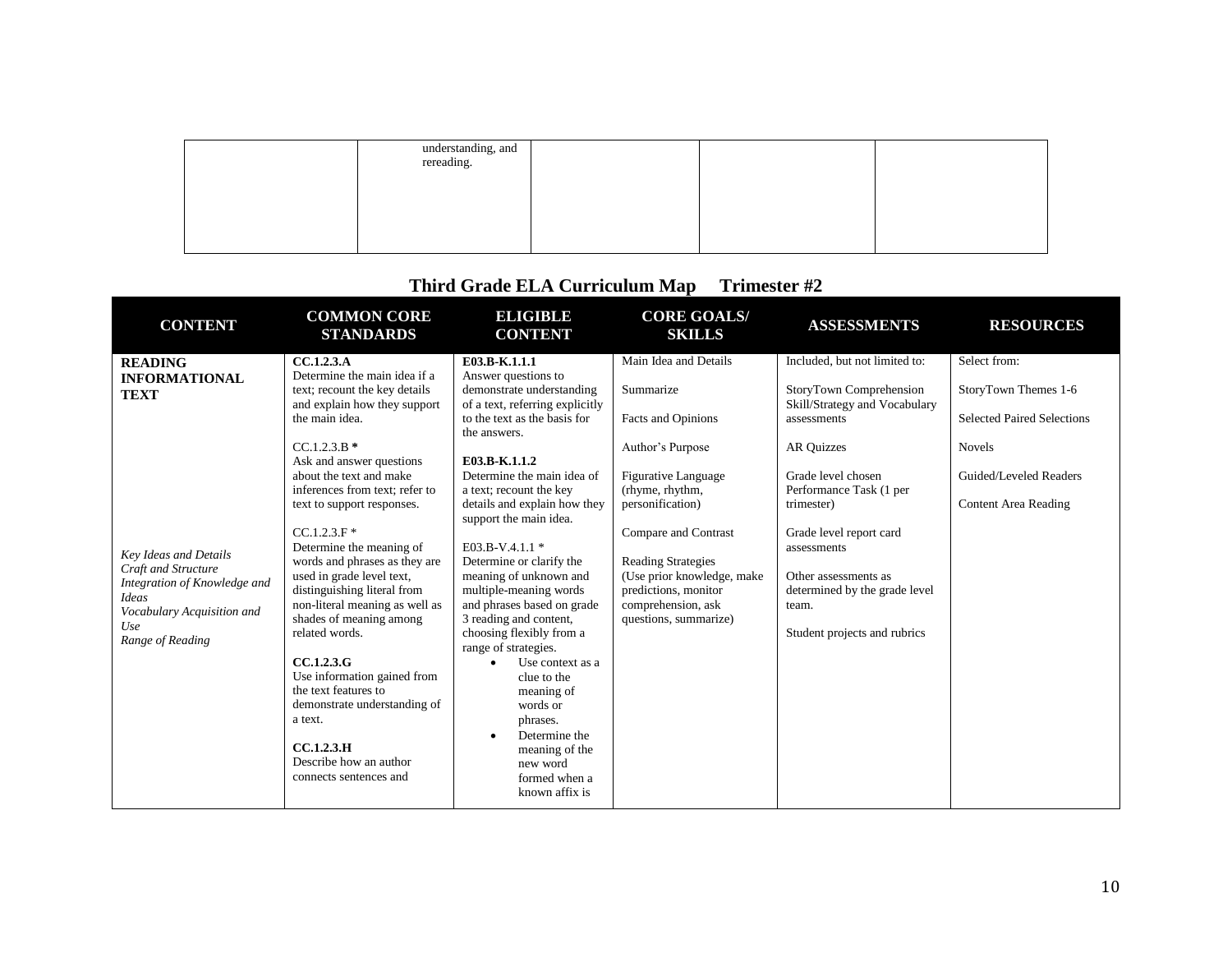| | understanding, and rereading. | | | |
|---|---|---|---|---|

## Third Grade ELA Curriculum Map Trimester #2

| CONTENT | COMMON CORE STANDARDS | ELIGIBLE CONTENT | CORE GOALS/ SKILLS | ASSESSMENTS | RESOURCES |
|---|---|---|---|---|---|
| **READING INFORMATIONAL TEXT**<br><br>*Key Ideas and Details*<br>*Craft and Structure*<br>*Integration of Knowledge and Ideas*<br>*Vocabulary Acquisition and Use*<br>*Range of Reading* | **CC.1.2.3.A**<br>Determine the main idea if a text; recount the key details and explain how they support the main idea.<br><br>CC.1.2.3.B **\***<br>Ask and answer questions about the text and make inferences from text; refer to text to support responses.<br><br>CC.1.2.3.F *<br>Determine the meaning of words and phrases as they are used in grade level text, distinguishing literal from non-literal meaning as well as shades of meaning among related words.<br><br>**CC.1.2.3.G**<br>Use information gained from the text features to demonstrate understanding of a text.<br><br>**CC.1.2.3.H**<br>Describe how an author connects sentences and | **E03.B-K.1.1.1**<br>Answer questions to demonstrate understanding of a text, referring explicitly to the text as the basis for the answers.<br><br>**E03.B-K.1.1.2**<br>Determine the main idea of a text; recount the key details and explain how they support the main idea.<br><br>E03.B-V.4.1.1 *<br>Determine or clarify the meaning of unknown and multiple-meaning words and phrases based on grade 3 reading and content, choosing flexibly from a range of strategies.<br>• Use context as a clue to the meaning of words or phrases.<br>• Determine the meaning of the new word formed when a known affix is | Main Idea and Details<br><br>Summarize<br><br>Facts and Opinions<br><br>Author's Purpose<br><br>Figurative Language (rhyme, rhythm, personification)<br><br>Compare and Contrast<br><br>Reading Strategies (Use prior knowledge, make predictions, monitor comprehension, ask questions, summarize) | Included, but not limited to:<br><br>StoryTown Comprehension Skill/Strategy and Vocabulary assessments<br><br>AR Quizzes<br><br>Grade level chosen Performance Task (1 per trimester)<br><br>Grade level report card assessments<br><br>Other assessments as determined by the grade level team.<br><br>Student projects and rubrics | Select from:<br><br>StoryTown Themes 1-6<br><br>Selected Paired Selections<br><br>Novels<br><br>Guided/Leveled Readers<br><br>Content Area Reading |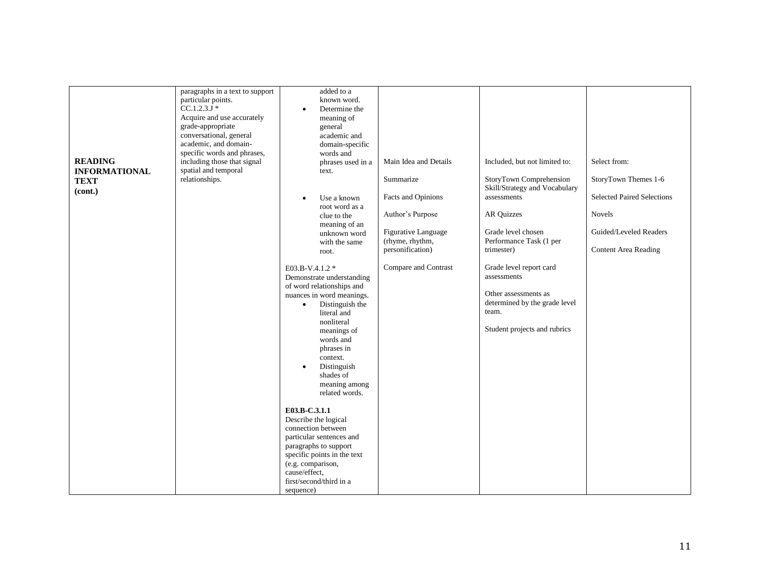| | | | | | |
|---|---|---|---|---|---|
| **READING INFORMATIONAL TEXT (cont.)** | paragraphs in a text to support particular points.<br>CC.1.2.3.J *<br>Acquire and use accurately grade-appropriate conversational, general academic, and domain-specific words and phrases, including those that signal spatial and temporal relationships. | added to a known word.<br>• Determine the meaning of general academic and domain-specific words and phrases used in a text.<br>• Use a known root word as a clue to the meaning of an unknown word with the same root.<br><br>E03.B-V.4.1.2 *<br>Demonstrate understanding of word relationships and nuances in word meanings.<br>• Distinguish the literal and nonliteral meanings of words and phrases in context.<br>• Distinguish shades of meaning among related words.<br><br>**E03.B-C.3.1.1**<br>Describe the logical connection between particular sentences and paragraphs to support specific points in the text (e.g. comparison, cause/effect, first/second/third in a sequence) | Main Idea and Details<br><br>Summarize<br><br>Facts and Opinions<br><br>Author's Purpose<br><br>Figurative Language (rhyme, rhythm, personification)<br><br>Compare and Contrast | Included, but not limited to:<br><br>StoryTown Comprehension Skill/Strategy and Vocabulary assessments<br><br>AR Quizzes<br><br>Grade level chosen Performance Task (1 per trimester)<br><br>Grade level report card assessments<br><br>Other assessments as determined by the grade level team.<br><br>Student projects and rubrics | Select from:<br><br>StoryTown Themes 1-6<br><br>Selected Paired Selections<br><br>Novels<br><br>Guided/Leveled Readers<br><br>Content Area Reading |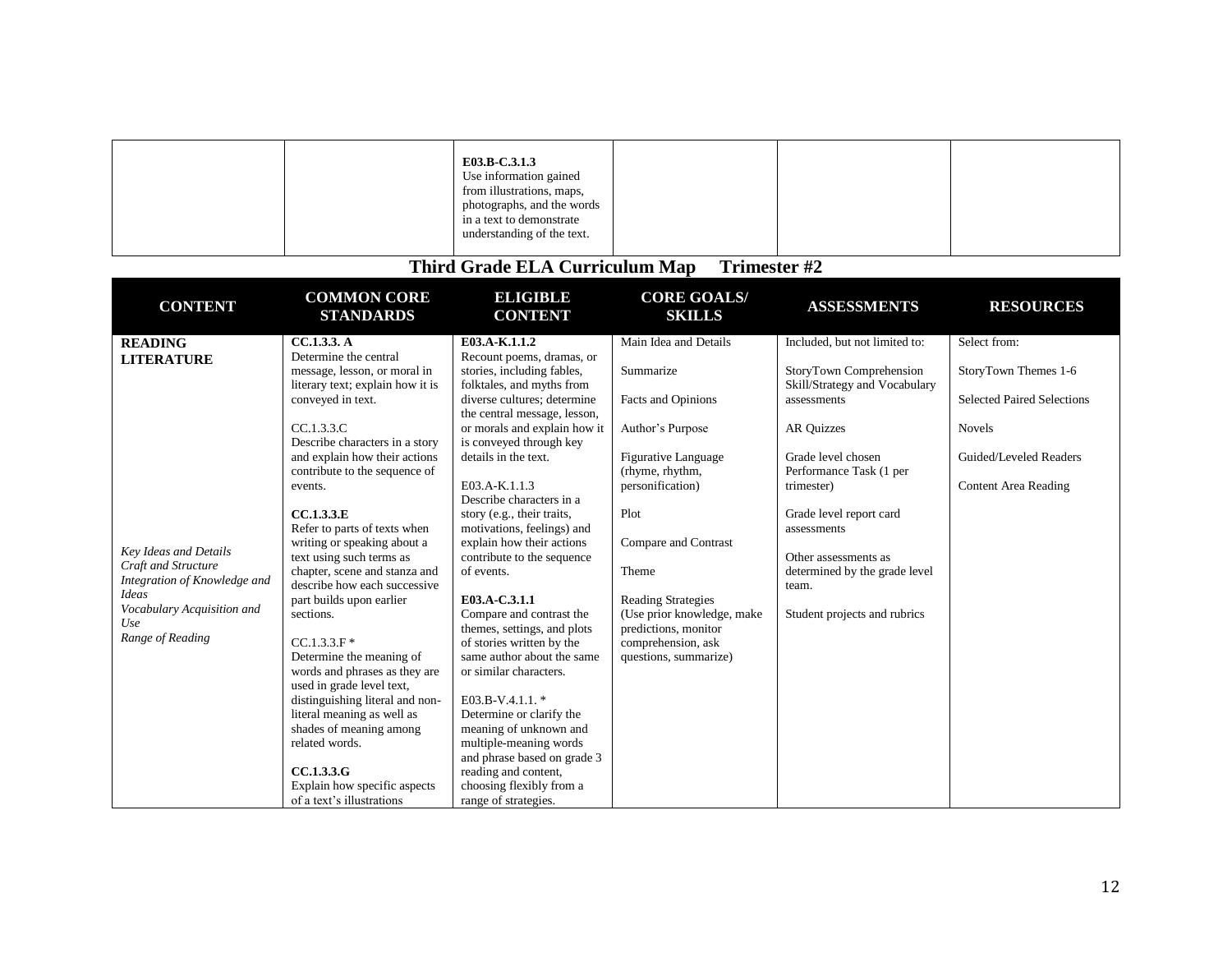| | | | | | |
|---|---|---|---|---|---|
| | | **E03.B-C.3.1.3** Use information gained from illustrations, maps, photographs, and the words in a text to demonstrate understanding of the text. | | | |

## Third Grade ELA Curriculum Map Trimester #2

| CONTENT | COMMON CORE STANDARDS | ELIGIBLE CONTENT | CORE GOALS/ SKILLS | ASSESSMENTS | RESOURCES |
|---|---|---|---|---|---|
| **READING LITERATURE**<br><br>*Key Ideas and Details*<br>*Craft and Structure*<br>*Integration of Knowledge and Ideas*<br>*Vocabulary Acquisition and Use*<br>*Range of Reading* | **CC.1.3.3. A**<br>Determine the central message, lesson, or moral in literary text; explain how it is conveyed in text.<br><br>CC.1.3.3.C<br>Describe characters in a story and explain how their actions contribute to the sequence of events.<br><br>**CC.1.3.3.E**<br>Refer to parts of texts when writing or speaking about a text using such terms as chapter, scene and stanza and describe how each successive part builds upon earlier sections.<br><br>CC.1.3.3.F *<br>Determine the meaning of words and phrases as they are used in grade level text, distinguishing literal and non-literal meaning as well as shades of meaning among related words.<br><br>**CC.1.3.3.G**<br>Explain how specific aspects of a text's illustrations | **E03.A-K.1.1.2**<br>Recount poems, dramas, or stories, including fables, folktales, and myths from diverse cultures; determine the central message, lesson, or morals and explain how it is conveyed through key details in the text.<br><br>E03.A-K.1.1.3<br>Describe characters in a story (e.g., their traits, motivations, feelings) and explain how their actions contribute to the sequence of events.<br><br>**E03.A-C.3.1.1**<br>Compare and contrast the themes, settings, and plots of stories written by the same author about the same or similar characters.<br><br>E03.B-V.4.1.1. *<br>Determine or clarify the meaning of unknown and multiple-meaning words and phrase based on grade 3 reading and content, choosing flexibly from a range of strategies. | Main Idea and Details<br><br>Summarize<br><br>Facts and Opinions<br><br>Author's Purpose<br><br>Figurative Language (rhyme, rhythm, personification)<br><br>Plot<br><br>Compare and Contrast<br><br>Theme<br><br>Reading Strategies (Use prior knowledge, make predictions, monitor comprehension, ask questions, summarize) | Included, but not limited to:<br><br>StoryTown Comprehension Skill/Strategy and Vocabulary assessments<br><br>AR Quizzes<br><br>Grade level chosen Performance Task (1 per trimester)<br><br>Grade level report card assessments<br><br>Other assessments as determined by the grade level team.<br><br>Student projects and rubrics | Select from:<br><br>StoryTown Themes 1-6<br><br>Selected Paired Selections<br><br>Novels<br><br>Guided/Leveled Readers<br><br>Content Area Reading |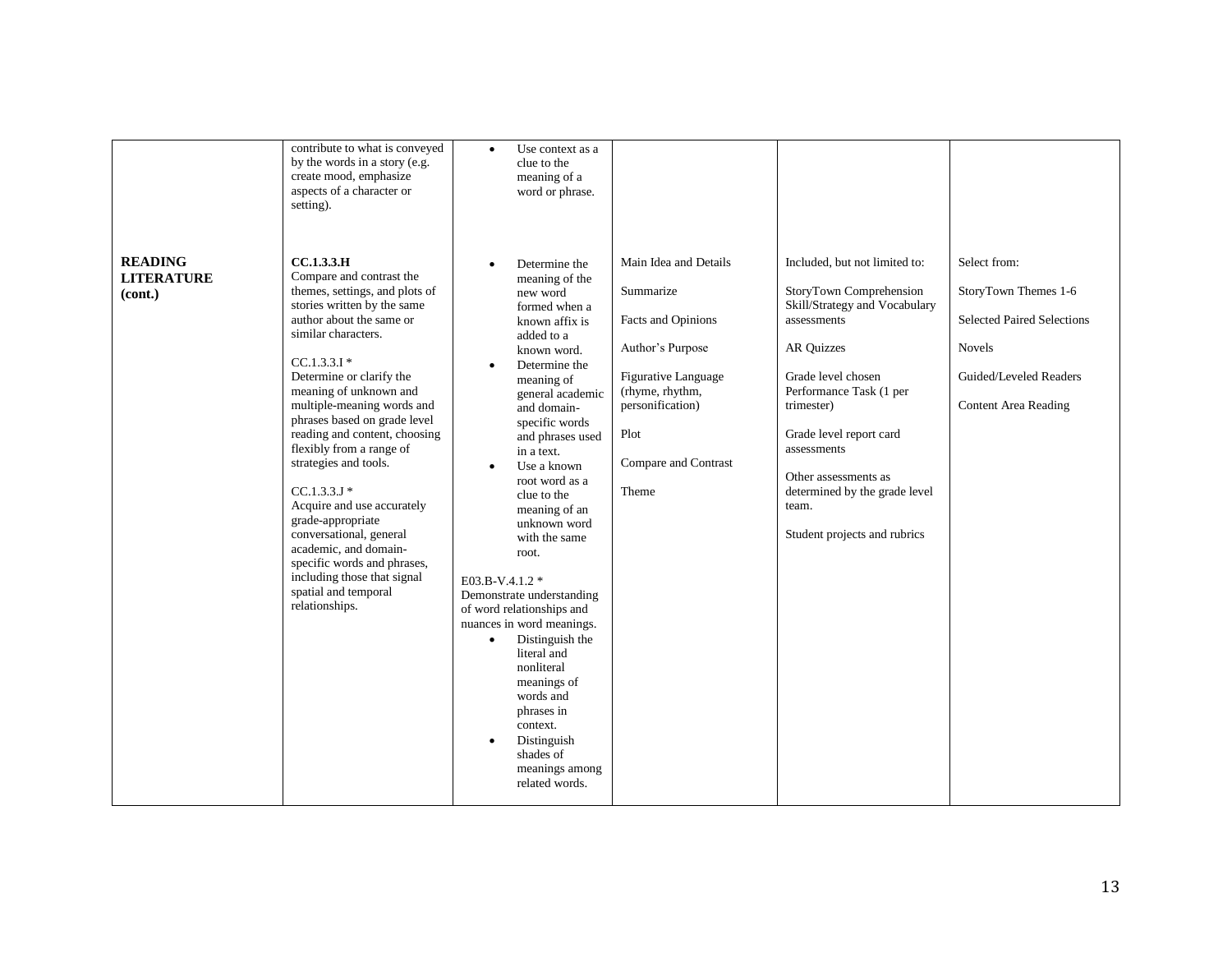| | | | | | |
|---|---|---|---|---|---|
| | contribute to what is conveyed by the words in a story (e.g. create mood, emphasize aspects of a character or setting). | • Use context as a clue to the meaning of a word or phrase. | | | |
| **READING LITERATURE (cont.)** | **CC.1.3.3.H**<br>Compare and contrast the themes, settings, and plots of stories written by the same author about the same or similar characters.<br><br>CC.1.3.3.I *<br>Determine or clarify the meaning of unknown and multiple-meaning words and phrases based on grade level reading and content, choosing flexibly from a range of strategies and tools.<br><br>CC.1.3.3.J *<br>Acquire and use accurately grade-appropriate conversational, general academic, and domain-specific words and phrases, including those that signal spatial and temporal relationships. | • Determine the meaning of the new word formed when a known affix is added to a known word.<br>• Determine the meaning of general academic and domain-specific words and phrases used in a text.<br>• Use a known root word as a clue to the meaning of an unknown word with the same root.<br><br>E03.B-V.4.1.2 *<br>Demonstrate understanding of word relationships and nuances in word meanings.<br>• Distinguish the literal and nonliteral meanings of words and phrases in context.<br>• Distinguish shades of meanings among related words. | Main Idea and Details<br><br>Summarize<br><br>Facts and Opinions<br><br>Author's Purpose<br><br>Figurative Language (rhyme, rhythm, personification)<br><br>Plot<br><br>Compare and Contrast<br><br>Theme | Included, but not limited to:<br><br>StoryTown Comprehension Skill/Strategy and Vocabulary assessments<br><br>AR Quizzes<br><br>Grade level chosen Performance Task (1 per trimester)<br><br>Grade level report card assessments<br><br>Other assessments as determined by the grade level team.<br><br>Student projects and rubrics | Select from:<br><br>StoryTown Themes 1-6<br><br>Selected Paired Selections<br><br>Novels<br><br>Guided/Leveled Readers<br><br>Content Area Reading |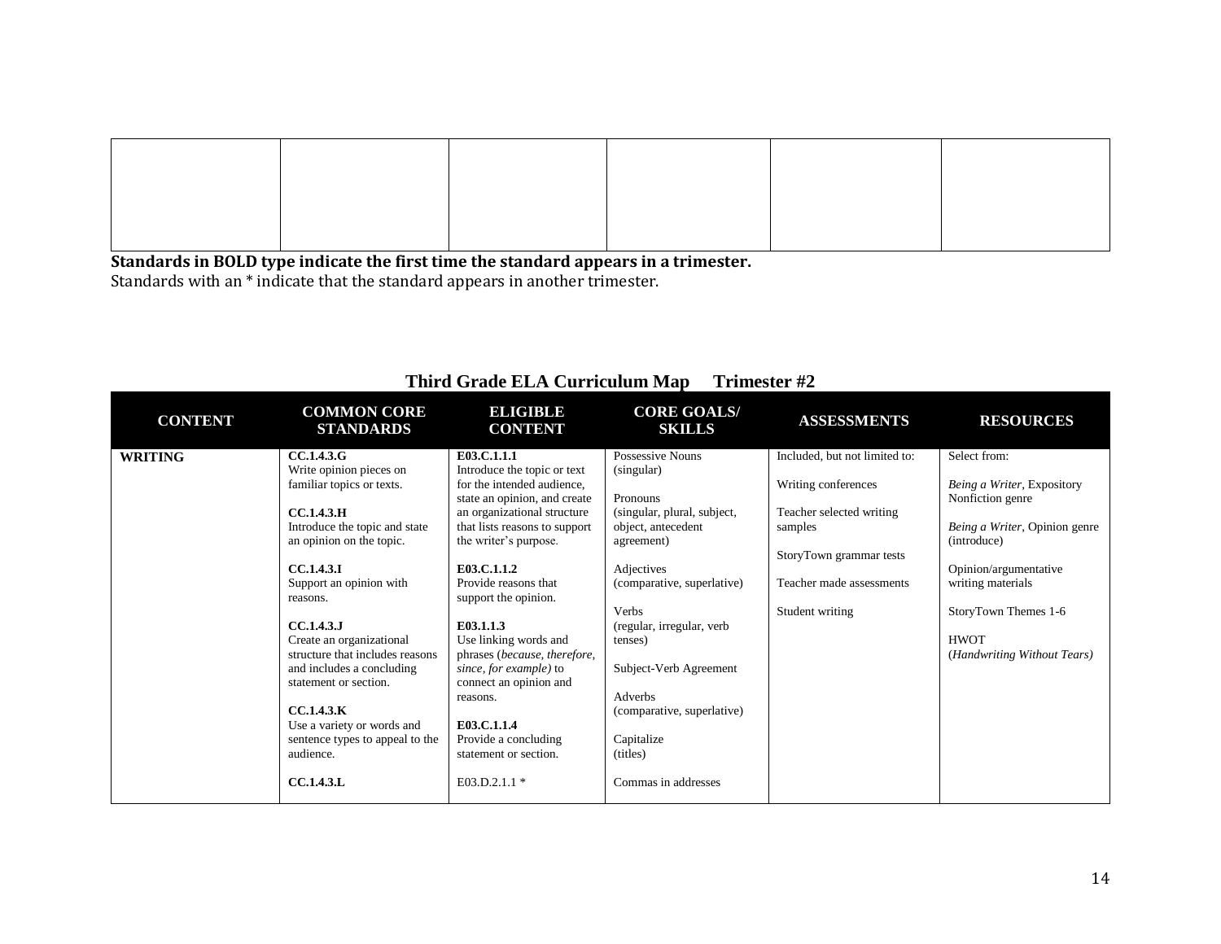| | | | | | |
|---|---|---|---|---|---|
| | | | | | |

**Standards in BOLD type indicate the first time the standard appears in a trimester.**
Standards with an * indicate that the standard appears in another trimester.

## Third Grade ELA Curriculum Map Trimester #2

| CONTENT | COMMON CORE STANDARDS | ELIGIBLE CONTENT | CORE GOALS/ SKILLS | ASSESSMENTS | RESOURCES |
|---|---|---|---|---|---|
| **WRITING** | **CC.1.4.3.G**<br>Write opinion pieces on familiar topics or texts.<br><br>**CC.1.4.3.H**<br>Introduce the topic and state an opinion on the topic.<br><br>**CC.1.4.3.I**<br>Support an opinion with reasons.<br><br>**CC.1.4.3.J**<br>Create an organizational structure that includes reasons and includes a concluding statement or section.<br><br>**CC.1.4.3.K**<br>Use a variety or words and sentence types to appeal to the audience.<br><br>**CC.1.4.3.L** | **E03.C.1.1.1**<br>Introduce the topic or text for the intended audience, state an opinion, and create an organizational structure that lists reasons to support the writer's purpose.<br><br>**E03.C.1.1.2**<br>Provide reasons that support the opinion.<br><br>**E03.1.1.3**<br>Use linking words and phrases (*because, therefore, since, for example)* to connect an opinion and reasons.<br><br>**E03.C.1.1.4**<br>Provide a concluding statement or section.<br><br>E03.D.2.1.1 * | Possessive Nouns (singular)<br><br>Pronouns (singular, plural, subject, object, antecedent agreement)<br><br>Adjectives (comparative, superlative)<br><br>Verbs (regular, irregular, verb tenses)<br><br>Subject-Verb Agreement<br><br>Adverbs (comparative, superlative)<br><br>Capitalize (titles)<br><br>Commas in addresses | Included, but not limited to:<br><br>Writing conferences<br><br>Teacher selected writing samples<br><br>StoryTown grammar tests<br><br>Teacher made assessments<br><br>Student writing | Select from:<br><br>*Being a Writer*, Expository Nonfiction genre<br><br>*Being a Writer*, Opinion genre (introduce)<br><br>Opinion/argumentative writing materials<br><br>StoryTown Themes 1-6<br><br>HWOT<br>(*Handwriting Without Tears)* |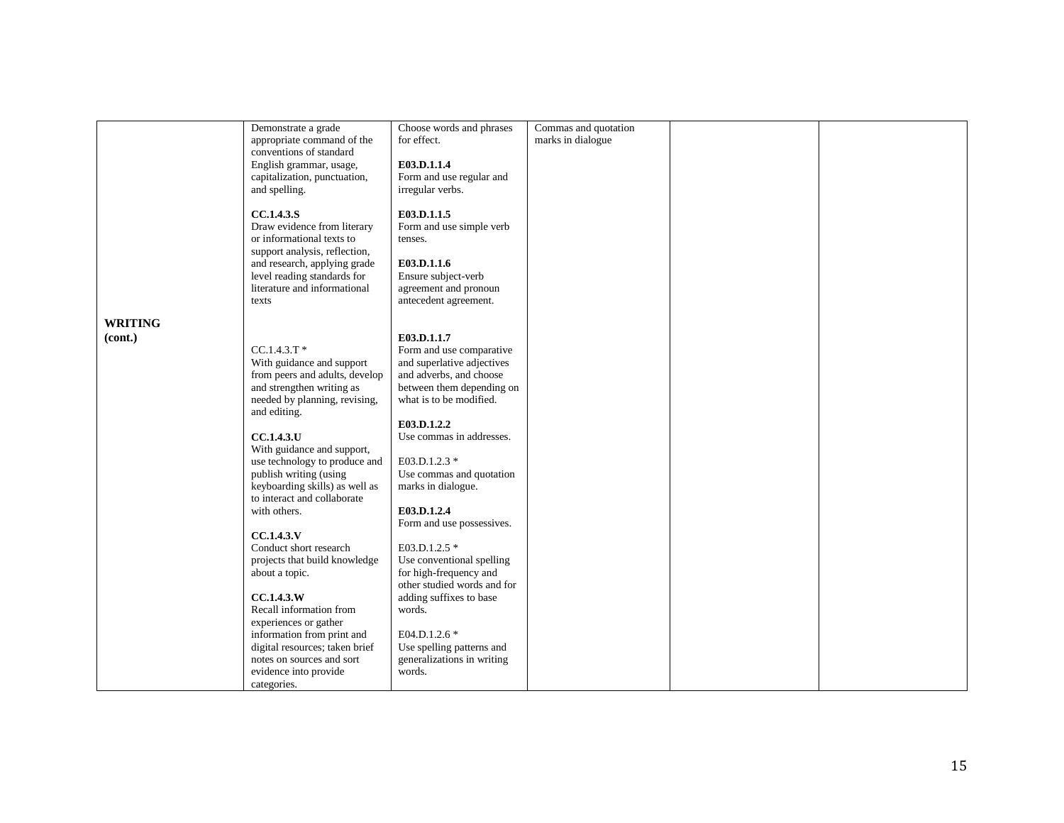| | | | | | |
|---|---|---|---|---|---|
| **WRITING (cont.)** | Demonstrate a grade appropriate command of the conventions of standard English grammar, usage, capitalization, punctuation, and spelling.<br><br>**CC.1.4.3.S**<br>Draw evidence from literary or informational texts to support analysis, reflection, and research, applying grade level reading standards for literature and informational texts<br><br>CC.1.4.3.T *<br>With guidance and support from peers and adults, develop and strengthen writing as needed by planning, revising, and editing.<br><br>**CC.1.4.3.U**<br>With guidance and support, use technology to produce and publish writing (using keyboarding skills) as well as to interact and collaborate with others.<br><br>**CC.1.4.3.V**<br>Conduct short research projects that build knowledge about a topic.<br><br>**CC.1.4.3.W**<br>Recall information from experiences or gather information from print and digital resources; taken brief notes on sources and sort evidence into provide categories. | Choose words and phrases for effect.<br><br>**E03.D.1.1.4**<br>Form and use regular and irregular verbs.<br><br>**E03.D.1.1.5**<br>Form and use simple verb tenses.<br><br>**E03.D.1.1.6**<br>Ensure subject-verb agreement and pronoun antecedent agreement.<br><br>**E03.D.1.1.7**<br>Form and use comparative and superlative adjectives and adverbs, and choose between them depending on what is to be modified.<br><br>**E03.D.1.2.2**<br>Use commas in addresses.<br><br>E03.D.1.2.3 *<br>Use commas and quotation marks in dialogue.<br><br>**E03.D.1.2.4**<br>Form and use possessives.<br><br>E03.D.1.2.5 *<br>Use conventional spelling for high-frequency and other studied words and for adding suffixes to base words.<br><br>E04.D.1.2.6 *<br>Use spelling patterns and generalizations in writing words. | Commas and quotation marks in dialogue | | |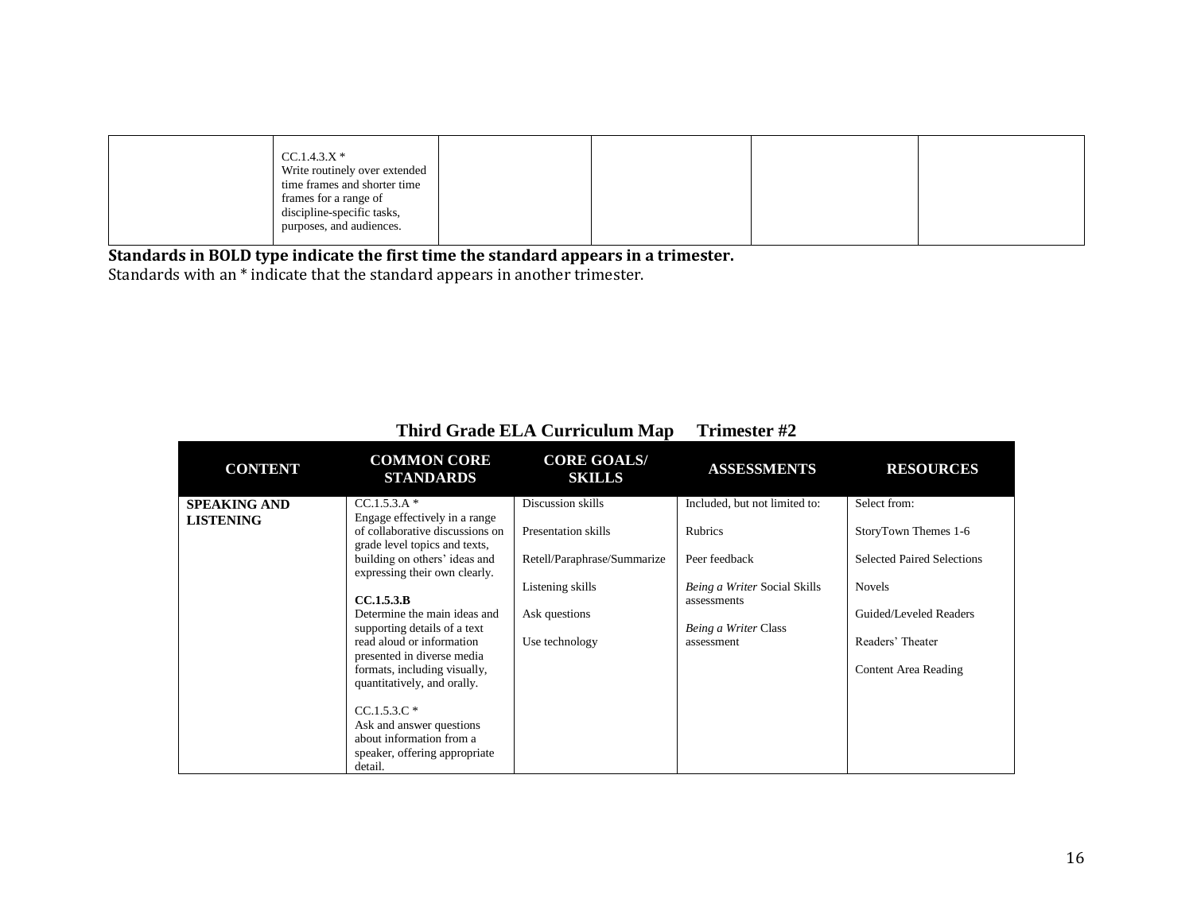| | | | | | |
|---|---|---|---|---|---|
| | CC.1.4.3.X *<br>Write routinely over extended time frames and shorter time frames for a range of discipline-specific tasks, purposes, and audiences. | | | | |

**Standards in BOLD type indicate the first time the standard appears in a trimester.**
Standards with an * indicate that the standard appears in another trimester.

## Third Grade ELA Curriculum Map     Trimester #2

| CONTENT | COMMON CORE STANDARDS | CORE GOALS/ SKILLS | ASSESSMENTS | RESOURCES |
|---|---|---|---|---|
| **SPEAKING AND LISTENING** | CC.1.5.3.A *<br>Engage effectively in a range of collaborative discussions on grade level topics and texts, building on others' ideas and expressing their own clearly.<br><br>**CC.1.5.3.B**<br>Determine the main ideas and supporting details of a text read aloud or information presented in diverse media formats, including visually, quantitatively, and orally.<br><br>CC.1.5.3.C *<br>Ask and answer questions about information from a speaker, offering appropriate detail. | Discussion skills<br><br>Presentation skills<br><br>Retell/Paraphrase/Summarize<br><br>Listening skills<br><br>Ask questions<br><br>Use technology | Included, but not limited to:<br><br>Rubrics<br><br>Peer feedback<br><br>*Being a Writer* Social Skills assessments<br><br>*Being a Writer* Class assessment | Select from:<br><br>StoryTown Themes 1-6<br><br>Selected Paired Selections<br><br>Novels<br><br>Guided/Leveled Readers<br><br>Readers' Theater<br><br>Content Area Reading |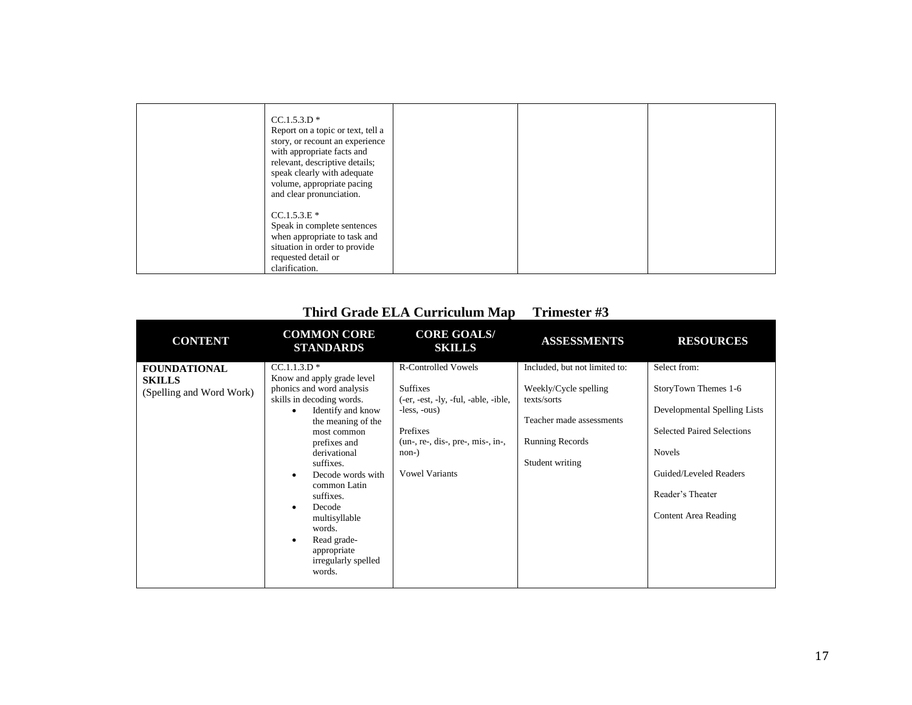| | | | | |
|---|---|---|---|---|
| | CC.1.5.3.D * Report on a topic or text, tell a story, or recount an experience with appropriate facts and relevant, descriptive details; speak clearly with adequate volume, appropriate pacing and clear pronunciation.<br><br>CC.1.5.3.E * Speak in complete sentences when appropriate to task and situation in order to provide requested detail or clarification. | | | |

## Third Grade ELA Curriculum Map Trimester #3

| CONTENT | COMMON CORE STANDARDS | CORE GOALS/ SKILLS | ASSESSMENTS | RESOURCES |
|---|---|---|---|---|
| **FOUNDATIONAL SKILLS** (Spelling and Word Work) | CC.1.1.3.D * Know and apply grade level phonics and word analysis skills in decoding words.<br>• Identify and know the meaning of the most common prefixes and derivational suffixes.<br>• Decode words with common Latin suffixes.<br>• Decode multisyllable words.<br>• Read grade-appropriate irregularly spelled words. | R-Controlled Vowels<br><br>Suffixes (-er, -est, -ly, -ful, -able, -ible, -less, -ous)<br><br>Prefixes (un-, re-, dis-, pre-, mis-, in-, non-)<br><br>Vowel Variants | Included, but not limited to:<br><br>Weekly/Cycle spelling texts/sorts<br><br>Teacher made assessments<br><br>Running Records<br><br>Student writing | Select from:<br><br>StoryTown Themes 1-6<br><br>Developmental Spelling Lists<br><br>Selected Paired Selections<br><br>Novels<br><br>Guided/Leveled Readers<br><br>Reader's Theater<br><br>Content Area Reading |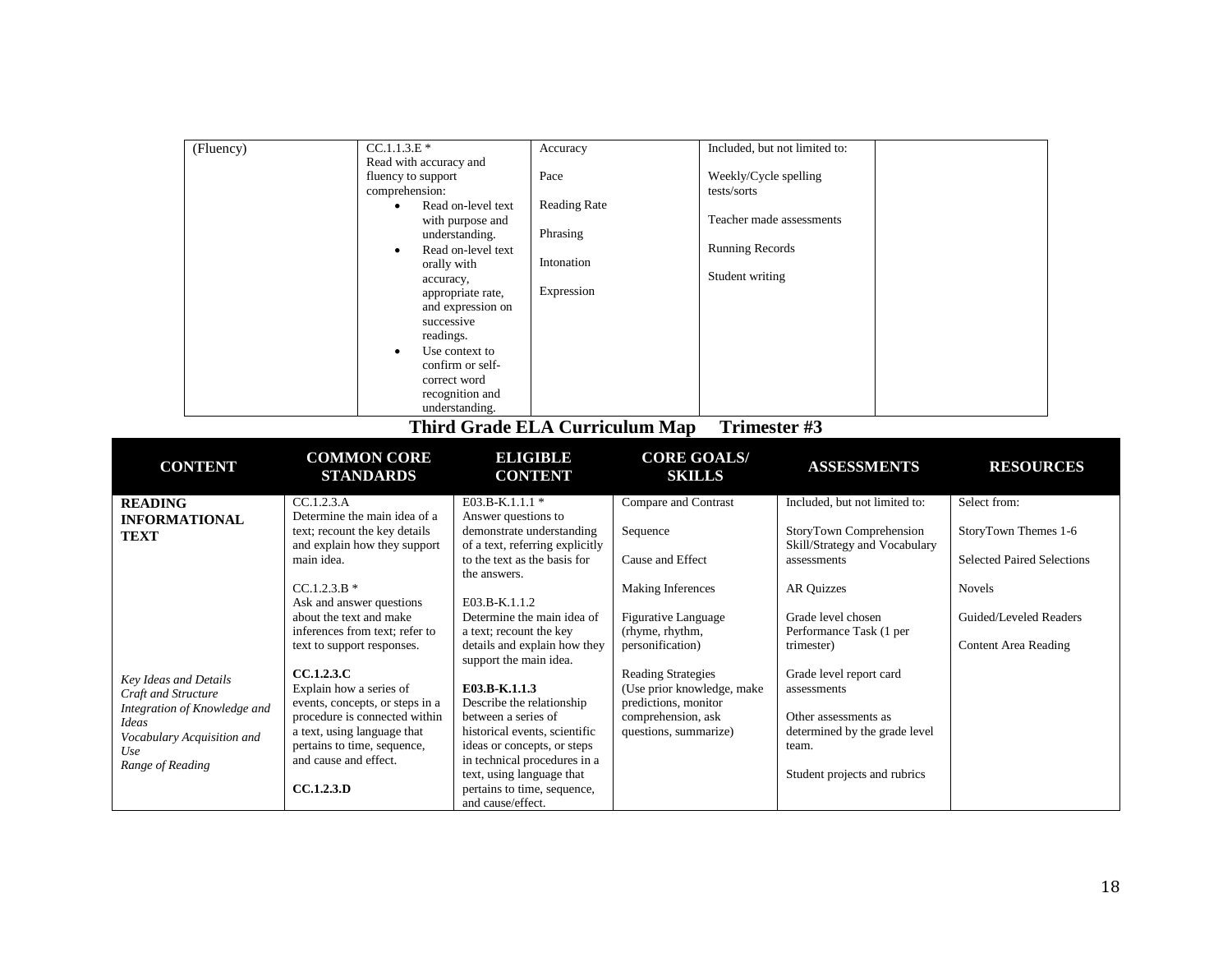| (Fluency) | CC.1.1.3.E * Read with accuracy and fluency to support comprehension: <br>• Read on-level text with purpose and understanding. <br>• Read on-level text orally with accuracy, appropriate rate, and expression on successive readings. <br>• Use context to confirm or self-correct word recognition and understanding. | Accuracy<br><br>Pace<br><br>Reading Rate<br><br>Phrasing<br><br>Intonation<br><br>Expression | Included, but not limited to:<br><br>Weekly/Cycle spelling tests/sorts<br><br>Teacher made assessments<br><br>Running Records<br><br>Student writing | |
|---|---|---|---|---|

## Third Grade ELA Curriculum Map Trimester #3

| CONTENT | COMMON CORE STANDARDS | ELIGIBLE CONTENT | CORE GOALS/ SKILLS | ASSESSMENTS | RESOURCES |
|---|---|---|---|---|---|
| **READING INFORMATIONAL TEXT**<br><br>*Key Ideas and Details*<br>*Craft and Structure*<br>*Integration of Knowledge and Ideas*<br>*Vocabulary Acquisition and Use*<br>*Range of Reading* | CC.1.2.3.A<br>Determine the main idea of a text; recount the key details and explain how they support main idea.<br><br>CC.1.2.3.B *<br>Ask and answer questions about the text and make inferences from text; refer to text to support responses.<br><br>**CC.1.2.3.C**<br>Explain how a series of events, concepts, or steps in a procedure is connected within a text, using language that pertains to time, sequence, and cause and effect.<br><br>**CC.1.2.3.D** | E03.B-K.1.1.1 *<br>Answer questions to demonstrate understanding of a text, referring explicitly to the text as the basis for the answers.<br><br>E03.B-K.1.1.2<br>Determine the main idea of a text; recount the key details and explain how they support the main idea.<br><br>**E03.B-K.1.1.3**<br>Describe the relationship between a series of historical events, scientific ideas or concepts, or steps in technical procedures in a text, using language that pertains to time, sequence, and cause/effect. | Compare and Contrast<br><br>Sequence<br><br>Cause and Effect<br><br>Making Inferences<br><br>Figurative Language (rhyme, rhythm, personification)<br><br>Reading Strategies (Use prior knowledge, make predictions, monitor comprehension, ask questions, summarize) | Included, but not limited to:<br><br>StoryTown Comprehension Skill/Strategy and Vocabulary assessments<br><br>AR Quizzes<br><br>Grade level chosen Performance Task (1 per trimester)<br><br>Grade level report card assessments<br><br>Other assessments as determined by the grade level team.<br><br>Student projects and rubrics | Select from:<br><br>StoryTown Themes 1-6<br><br>Selected Paired Selections<br><br>Novels<br><br>Guided/Leveled Readers<br><br>Content Area Reading |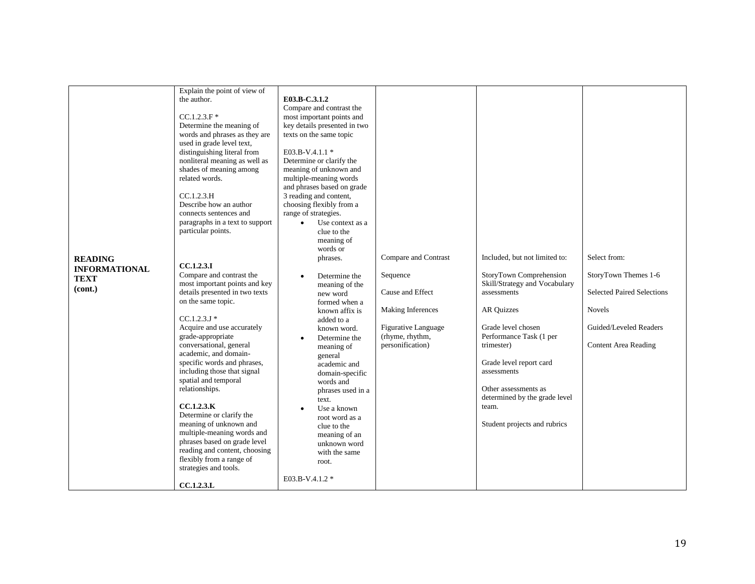| READING INFORMATIONAL TEXT (cont.) | Explain the point of view of the author.<br><br>CC.1.2.3.F *<br>Determine the meaning of words and phrases as they are used in grade level text, distinguishing literal from nonliteral meaning as well as shades of meaning among related words.<br><br>CC.1.2.3.H<br>Describe how an author connects sentences and paragraphs in a text to support particular points.<br><br>**CC.1.2.3.I**<br>Compare and contrast the most important points and key details presented in two texts on the same topic.<br><br>CC.1.2.3.J *<br>Acquire and use accurately grade-appropriate conversational, general academic, and domain-specific words and phrases, including those that signal spatial and temporal relationships.<br><br>**CC.1.2.3.K**<br>Determine or clarify the meaning of unknown and multiple-meaning words and phrases based on grade level reading and content, choosing flexibly from a range of strategies and tools.<br><br>**CC.1.2.3.L** | **E03.B-C.3.1.2**<br>Compare and contrast the most important points and key details presented in two texts on the same topic<br><br>E03.B-V.4.1.1 *<br>Determine or clarify the meaning of unknown and multiple-meaning words and phrases based on grade 3 reading and content, choosing flexibly from a range of strategies.<br>• Use context as a clue to the meaning of words or phrases.<br>• Determine the meaning of the new word formed when a known affix is added to a known word.<br>• Determine the meaning of general academic and domain-specific words and phrases used in a text.<br>• Use a known root word as a clue to the meaning of an unknown word with the same root.<br><br>E03.B-V.4.1.2 * | Compare and Contrast<br><br>Sequence<br><br>Cause and Effect<br><br>Making Inferences<br><br>Figurative Language (rhyme, rhythm, personification) | Included, but not limited to:<br><br>StoryTown Comprehension Skill/Strategy and Vocabulary assessments<br><br>AR Quizzes<br><br>Grade level chosen Performance Task (1 per trimester)<br><br>Grade level report card assessments<br><br>Other assessments as determined by the grade level team.<br><br>Student projects and rubrics | Select from:<br><br>StoryTown Themes 1-6<br><br>Selected Paired Selections<br><br>Novels<br><br>Guided/Leveled Readers<br><br>Content Area Reading |
|---|---|---|---|---|---|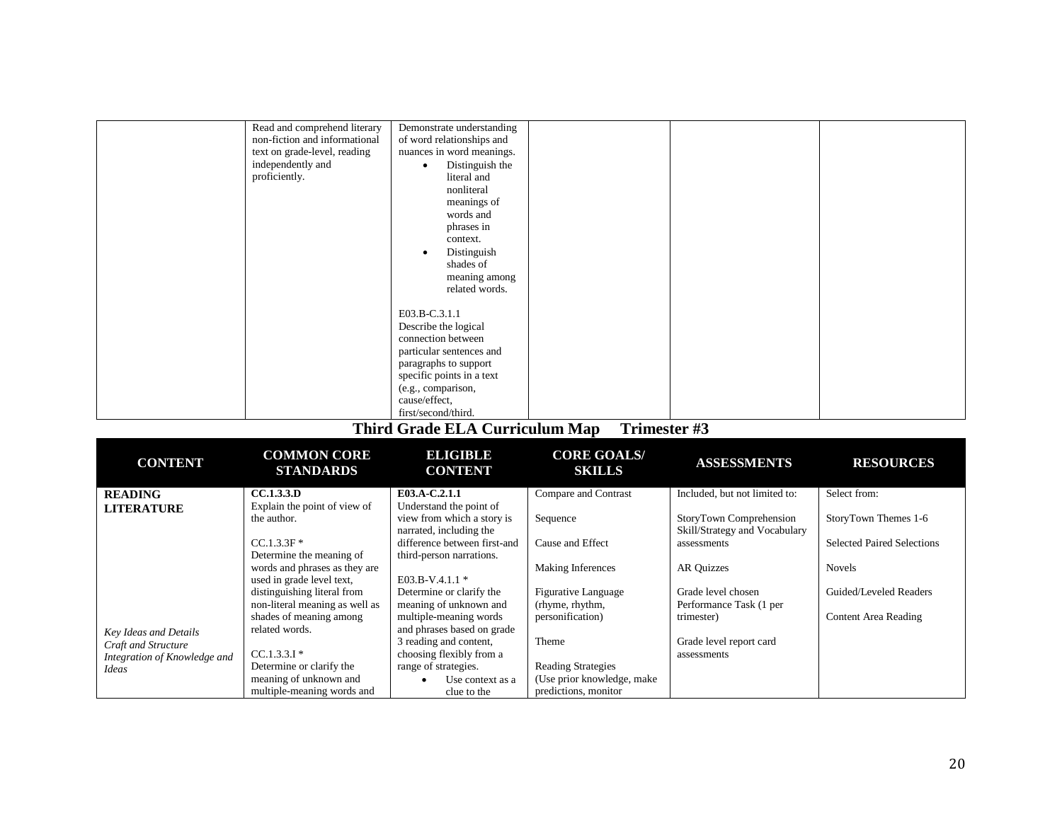| | | | | | |
|---|---|---|---|---|---|
| | Read and comprehend literary non-fiction and informational text on grade-level, reading independently and proficiently. | Demonstrate understanding of word relationships and nuances in word meanings.<br>• Distinguish the literal and nonliteral meanings of words and phrases in context.<br>• Distinguish shades of meaning among related words.<br><br>E03.B-C.3.1.1<br>Describe the logical connection between particular sentences and paragraphs to support specific points in a text (e.g., comparison, cause/effect, first/second/third. | | | |

## Third Grade ELA Curriculum Map Trimester #3

| CONTENT | COMMON CORE STANDARDS | ELIGIBLE CONTENT | CORE GOALS/ SKILLS | ASSESSMENTS | RESOURCES |
|---|---|---|---|---|---|
| **READING LITERATURE**<br><br>*Key Ideas and Details*<br>*Craft and Structure*<br>*Integration of Knowledge and Ideas* | **CC.1.3.3.D**<br>Explain the point of view of the author.<br><br>CC.1.3.3F *<br>Determine the meaning of words and phrases as they are used in grade level text, distinguishing literal from non-literal meaning as well as shades of meaning among related words.<br><br>CC.1.3.3.I *<br>Determine or clarify the meaning of unknown and multiple-meaning words and | **E03.A-C.2.1.1**<br>Understand the point of view from which a story is narrated, including the difference between first-and third-person narrations.<br><br>E03.B-V.4.1.1 *<br>Determine or clarify the meaning of unknown and multiple-meaning words and phrases based on grade 3 reading and content, choosing flexibly from a range of strategies.<br>• Use context as a clue to the | Compare and Contrast<br><br>Sequence<br><br>Cause and Effect<br><br>Making Inferences<br><br>Figurative Language (rhyme, rhythm, personification)<br><br>Theme<br><br>Reading Strategies (Use prior knowledge, make predictions, monitor | Included, but not limited to:<br><br>StoryTown Comprehension Skill/Strategy and Vocabulary assessments<br><br>AR Quizzes<br><br>Grade level chosen Performance Task (1 per trimester)<br><br>Grade level report card assessments | Select from:<br><br>StoryTown Themes 1-6<br><br>Selected Paired Selections<br><br>Novels<br><br>Guided/Leveled Readers<br><br>Content Area Reading |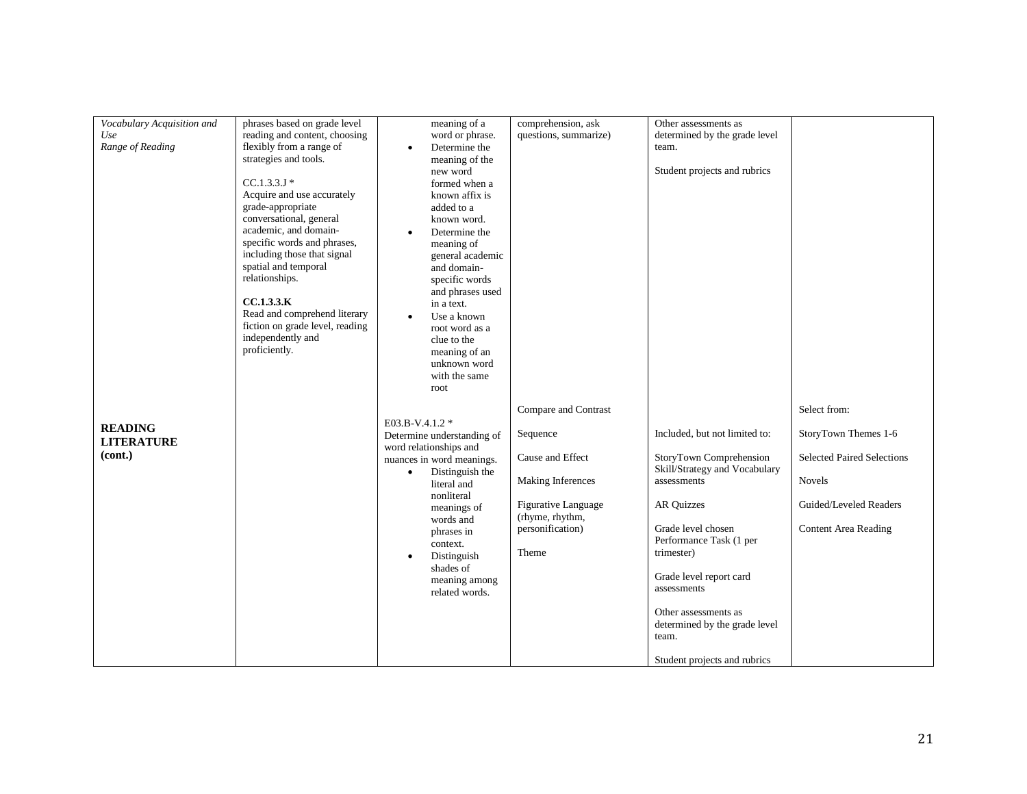| | | | | | |
|---|---|---|---|---|---|
| *Vocabulary Acquisition and Use*<br>*Range of Reading* | phrases based on grade level reading and content, choosing flexibly from a range of strategies and tools.<br><br>CC.1.3.3.J *<br>Acquire and use accurately grade-appropriate conversational, general academic, and domain-specific words and phrases, including those that signal spatial and temporal relationships.<br><br>**CC.1.3.3.K**<br>Read and comprehend literary fiction on grade level, reading independently and proficiently. | meaning of a word or phrase.<br>• Determine the meaning of the new word formed when a known affix is added to a known word.<br>• Determine the meaning of general academic and domain-specific words and phrases used in a text.<br>• Use a known root word as a clue to the meaning of an unknown word with the same root | comprehension, ask questions, summarize) | Other assessments as determined by the grade level team.<br><br>Student projects and rubrics | |
| **READING LITERATURE (cont.)** | | E03.B-V.4.1.2 *<br>Determine understanding of word relationships and nuances in word meanings.<br>• Distinguish the literal and nonliteral meanings of words and phrases in context.<br>• Distinguish shades of meaning among related words. | Compare and Contrast<br><br>Sequence<br><br>Cause and Effect<br><br>Making Inferences<br><br>Figurative Language (rhyme, rhythm, personification)<br><br>Theme | Included, but not limited to:<br><br>StoryTown Comprehension Skill/Strategy and Vocabulary assessments<br><br>AR Quizzes<br><br>Grade level chosen Performance Task (1 per trimester)<br><br>Grade level report card assessments<br><br>Other assessments as determined by the grade level team.<br><br>Student projects and rubrics | Select from:<br><br>StoryTown Themes 1-6<br><br>Selected Paired Selections<br><br>Novels<br><br>Guided/Leveled Readers<br><br>Content Area Reading |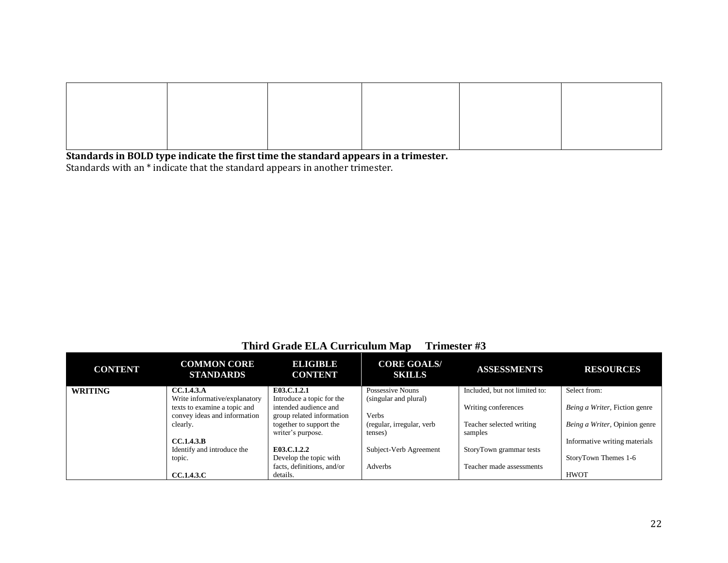| | | | | | |
|---|---|---|---|---|---|
| | | | | | |

**Standards in BOLD type indicate the first time the standard appears in a trimester.**
Standards with an * indicate that the standard appears in another trimester.

## Third Grade ELA Curriculum Map Trimester #3

| CONTENT | COMMON CORE STANDARDS | ELIGIBLE CONTENT | CORE GOALS/ SKILLS | ASSESSMENTS | RESOURCES |
|---|---|---|---|---|---|
| **WRITING** | **CC.1.4.3.A**<br>Write informative/explanatory texts to examine a topic and convey ideas and information clearly.<br><br>**CC.1.4.3.B**<br>Identify and introduce the topic.<br><br>**CC.1.4.3.C** | **E03.C.1.2.1**<br>Introduce a topic for the intended audience and group related information together to support the writer's purpose.<br><br>**E03.C.1.2.2**<br>Develop the topic with facts, definitions, and/or details. | Possessive Nouns (singular and plural)<br><br>Verbs (regular, irregular, verb tenses)<br><br>Subject-Verb Agreement<br><br>Adverbs | Included, but not limited to:<br><br>Writing conferences<br><br>Teacher selected writing samples<br><br>StoryTown grammar tests<br><br>Teacher made assessments | Select from:<br><br>*Being a Writer*, Fiction genre<br><br>*Being a Writer*, Opinion genre<br><br>Informative writing materials<br><br>StoryTown Themes 1-6<br><br>HWOT |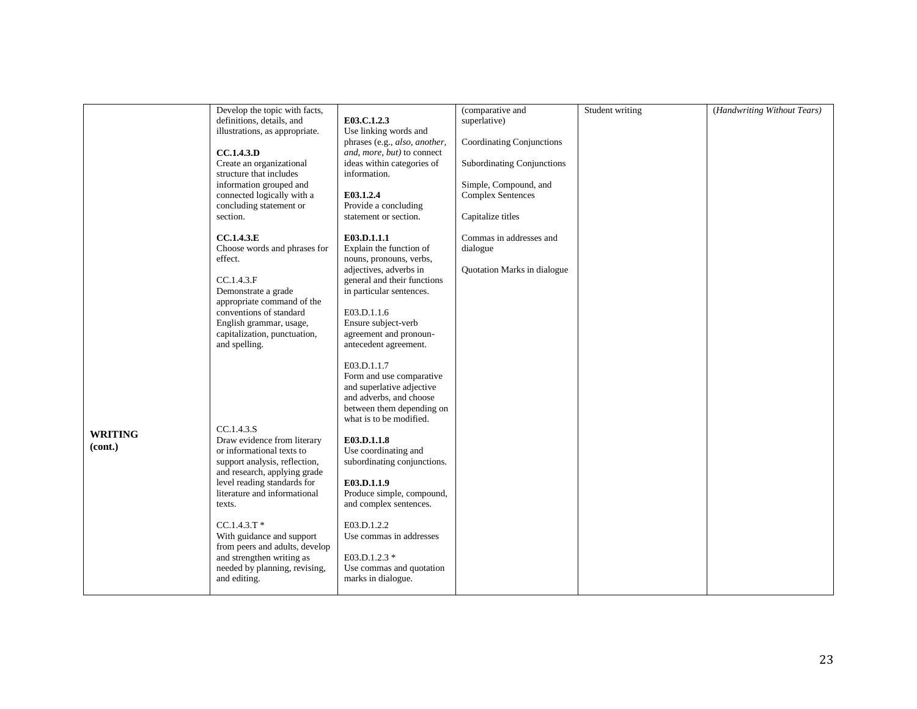| | | | | | |
|---|---|---|---|---|---|
| **WRITING (cont.)** | Develop the topic with facts, definitions, details, and illustrations, as appropriate.<br><br>**CC.1.4.3.D**<br>Create an organizational structure that includes information grouped and connected logically with a concluding statement or section.<br><br>**CC.1.4.3.E**<br>Choose words and phrases for effect.<br><br>CC.1.4.3.F<br>Demonstrate a grade appropriate command of the conventions of standard English grammar, usage, capitalization, punctuation, and spelling.<br><br>CC.1.4.3.S<br>Draw evidence from literary or informational texts to support analysis, reflection, and research, applying grade level reading standards for literature and informational texts.<br><br>CC.1.4.3.T *<br>With guidance and support from peers and adults, develop and strengthen writing as needed by planning, revising, and editing. | **E03.C.1.2.3**<br>Use linking words and phrases (e.g., *also, another, and, more, but)* to connect ideas within categories of information.<br><br>**E03.1.2.4**<br>Provide a concluding statement or section.<br><br>**E03.D.1.1.1**<br>Explain the function of nouns, pronouns, verbs, adjectives, adverbs in general and their functions in particular sentences.<br><br>E03.D.1.1.6<br>Ensure subject-verb agreement and pronoun-antecedent agreement.<br><br>E03.D.1.1.7<br>Form and use comparative and superlative adjective and adverbs, and choose between them depending on what is to be modified.<br><br>**E03.D.1.1.8**<br>Use coordinating and subordinating conjunctions.<br><br>**E03.D.1.1.9**<br>Produce simple, compound, and complex sentences.<br><br>E03.D.1.2.2<br>Use commas in addresses<br><br>E03.D.1.2.3 *<br>Use commas and quotation marks in dialogue. | (comparative and superlative)<br><br>Coordinating Conjunctions<br><br>Subordinating Conjunctions<br><br>Simple, Compound, and Complex Sentences<br><br>Capitalize titles<br><br>Commas in addresses and dialogue<br><br>Quotation Marks in dialogue | Student writing | (*Handwriting Without Tears)* |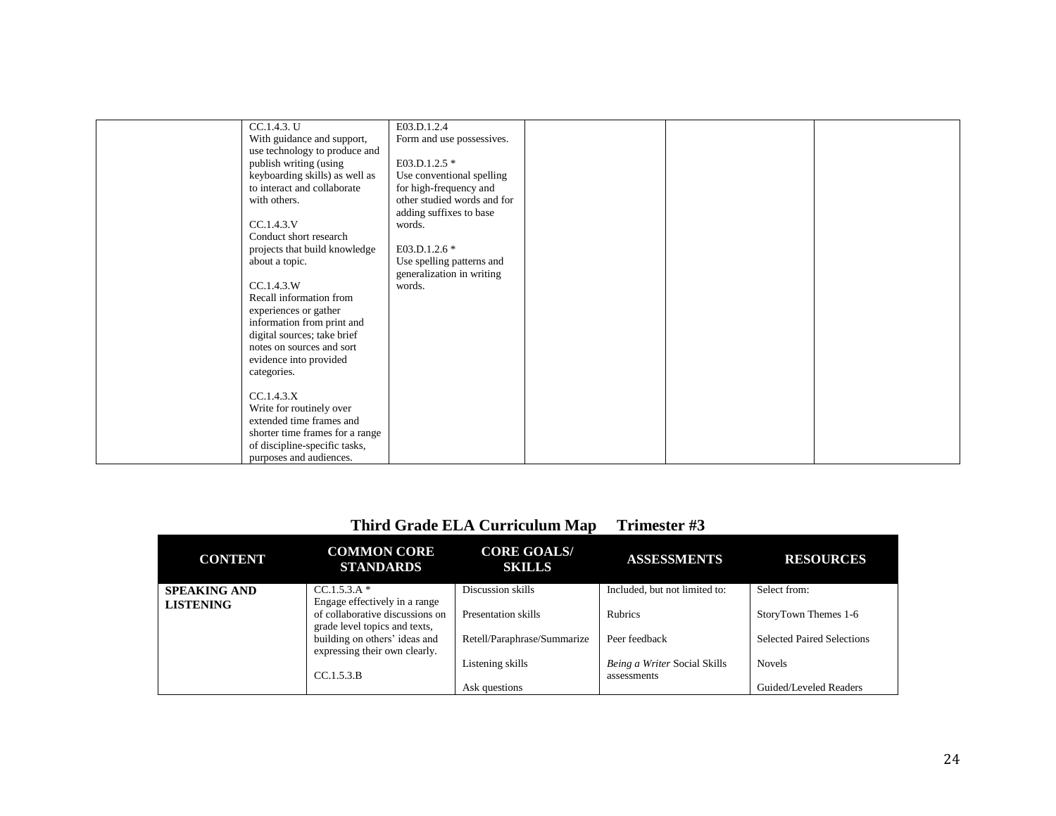| | | | | | |
|---|---|---|---|---|---|
| | CC.1.4.3. U<br>With guidance and support, use technology to produce and publish writing (using keyboarding skills) as well as to interact and collaborate with others.<br><br>CC.1.4.3.V<br>Conduct short research projects that build knowledge about a topic.<br><br>CC.1.4.3.W<br>Recall information from experiences or gather information from print and digital sources; take brief notes on sources and sort evidence into provided categories.<br><br>CC.1.4.3.X<br>Write for routinely over extended time frames and shorter time frames for a range of discipline-specific tasks, purposes and audiences. | E03.D.1.2.4<br>Form and use possessives.<br><br>E03.D.1.2.5 *<br>Use conventional spelling for high-frequency and other studied words and for adding suffixes to base words.<br><br>E03.D.1.2.6 *<br>Use spelling patterns and generalization in writing words. | | | |

## Third Grade ELA Curriculum Map Trimester #3

| CONTENT | COMMON CORE STANDARDS | CORE GOALS/ SKILLS | ASSESSMENTS | RESOURCES |
|---|---|---|---|---|
| **SPEAKING AND LISTENING** | CC.1.5.3.A *<br>Engage effectively in a range of collaborative discussions on grade level topics and texts, building on others' ideas and expressing their own clearly.<br><br>CC.1.5.3.B | Discussion skills<br><br>Presentation skills<br><br>Retell/Paraphrase/Summarize<br><br>Listening skills<br><br>Ask questions | Included, but not limited to:<br><br>Rubrics<br><br>Peer feedback<br><br>*Being a Writer* Social Skills assessments | Select from:<br><br>StoryTown Themes 1-6<br><br>Selected Paired Selections<br><br>Novels<br><br>Guided/Leveled Readers |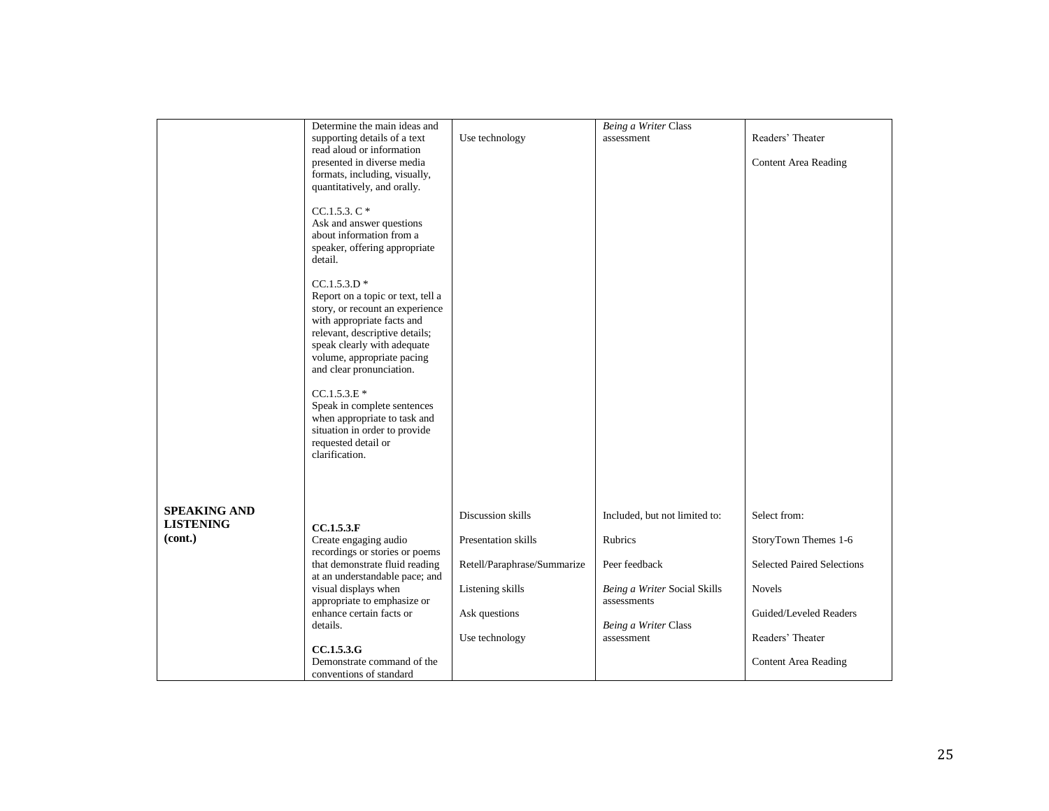| | | | | |
|---|---|---|---|---|
| | Determine the main ideas and supporting details of a text read aloud or information presented in diverse media formats, including, visually, quantitatively, and orally.<br><br>CC.1.5.3. C *<br>Ask and answer questions about information from a speaker, offering appropriate detail.<br><br>CC.1.5.3.D *<br>Report on a topic or text, tell a story, or recount an experience with appropriate facts and relevant, descriptive details; speak clearly with adequate volume, appropriate pacing and clear pronunciation.<br><br>CC.1.5.3.E *<br>Speak in complete sentences when appropriate to task and situation in order to provide requested detail or clarification. | Use technology | *Being a Writer* Class assessment | Readers' Theater<br><br>Content Area Reading |
| **SPEAKING AND LISTENING (cont.)** | **CC.1.5.3.F**<br>Create engaging audio recordings or stories or poems that demonstrate fluid reading at an understandable pace; and visual displays when appropriate to emphasize or enhance certain facts or details.<br><br>**CC.1.5.3.G**<br>Demonstrate command of the conventions of standard | Discussion skills<br><br>Presentation skills<br><br>Retell/Paraphrase/Summarize<br><br>Listening skills<br><br>Ask questions<br><br>Use technology | Included, but not limited to:<br><br>Rubrics<br><br>Peer feedback<br><br>*Being a Writer* Social Skills assessments<br><br>*Being a Writer* Class assessment | Select from:<br><br>StoryTown Themes 1-6<br><br>Selected Paired Selections<br><br>Novels<br><br>Guided/Leveled Readers<br><br>Readers' Theater<br><br>Content Area Reading |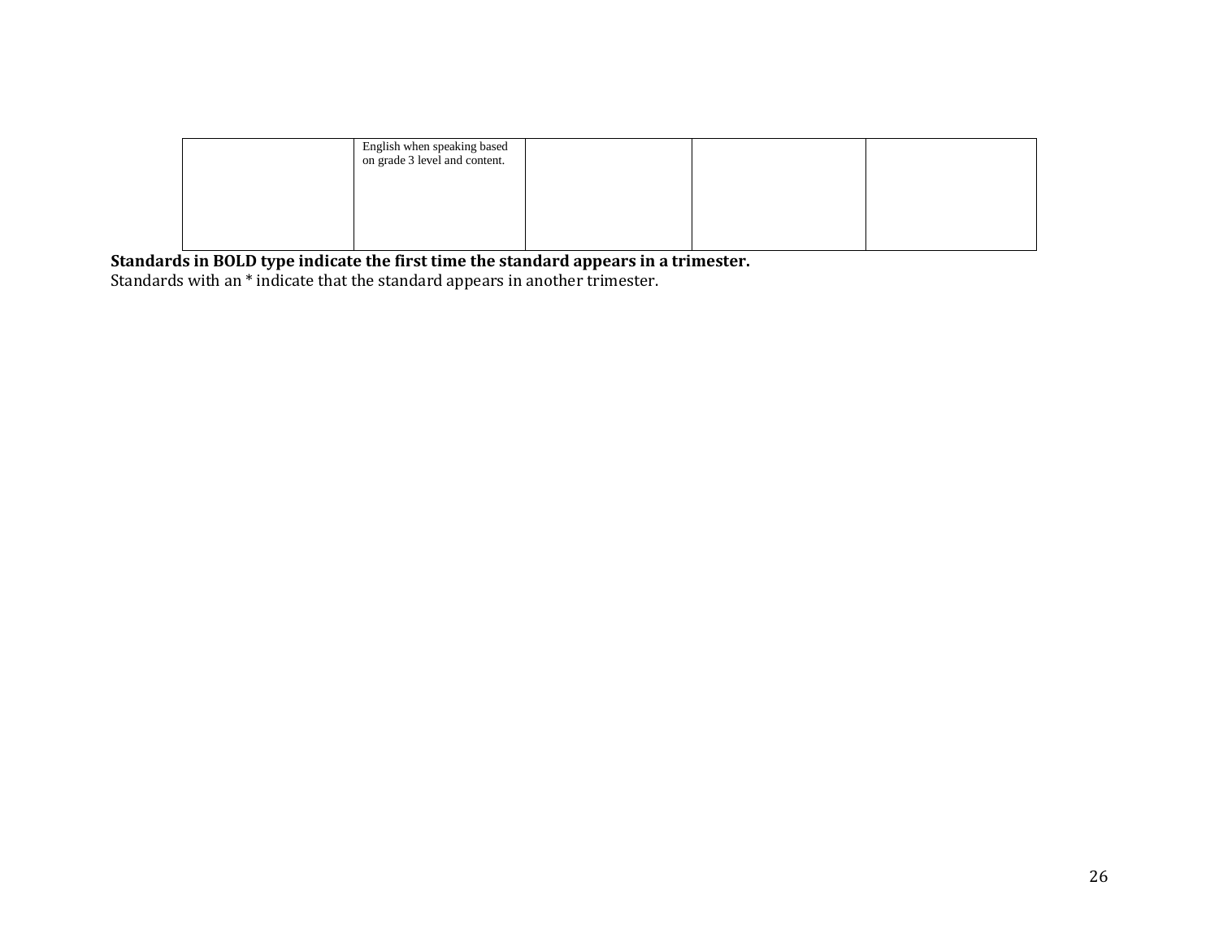| | | | | |
|---|---|---|---|---|
| | English when speaking based on grade 3 level and content. | | | |

**Standards in BOLD type indicate the first time the standard appears in a trimester.**
Standards with an * indicate that the standard appears in another trimester.